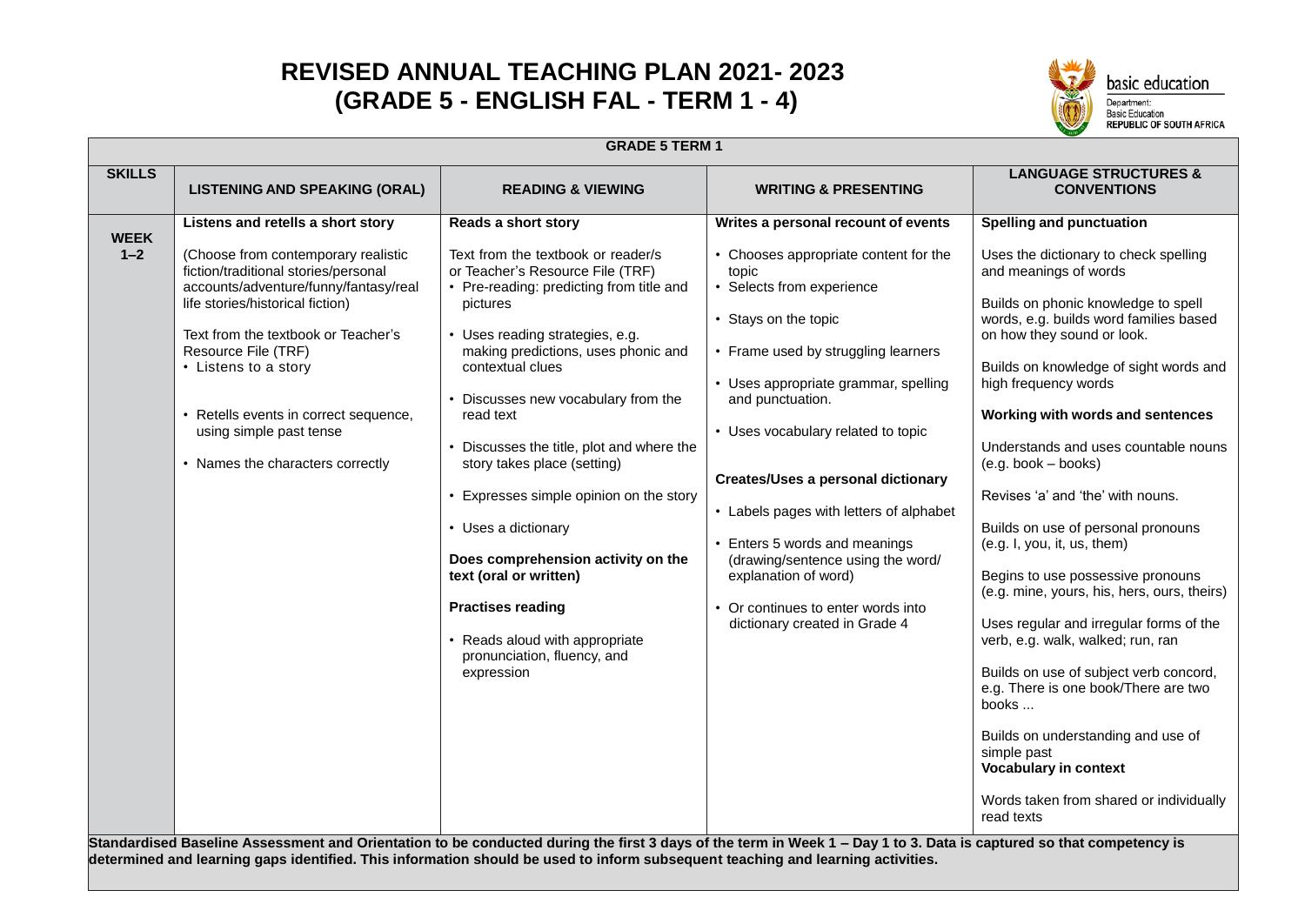# REVISED ANNUAL TEACHING PLAN 2021- 2023 (GRADE 5 - ENGLISH FAL - TERM 1 - 4)

basic education

Department:
Basic Education
REPUBLIC OF SOUTH AFRICA

**GRADE 5 TERM 1**

| SKILLS | LISTENING AND SPEAKING (ORAL) | READING & VIEWING | WRITING & PRESENTING | LANGUAGE STRUCTURES & CONVENTIONS |
|---|---|---|---|---|
| **WEEK 1–2** | **Listens and retells a short story**<br><br>(Choose from contemporary realistic fiction/traditional stories/personal accounts/adventure/funny/fantasy/real life stories/historical fiction)<br><br>Text from the textbook or Teacher's Resource File (TRF)<br>• Listens to a story<br><br>• Retells events in correct sequence, using simple past tense<br><br>• Names the characters correctly | **Reads a short story**<br><br>Text from the textbook or reader/s or Teacher's Resource File (TRF)<br>• Pre-reading: predicting from title and pictures<br><br>• Uses reading strategies, e.g. making predictions, uses phonic and contextual clues<br><br>• Discusses new vocabulary from the read text<br><br>• Discusses the title, plot and where the story takes place (setting)<br><br>• Expresses simple opinion on the story<br><br>• Uses a dictionary<br><br>**Does comprehension activity on the text (oral or written)**<br><br>**Practises reading**<br><br>• Reads aloud with appropriate pronunciation, fluency, and expression | **Writes a personal recount of events**<br><br>• Chooses appropriate content for the topic<br>• Selects from experience<br><br>• Stays on the topic<br><br>• Frame used by struggling learners<br><br>• Uses appropriate grammar, spelling and punctuation.<br><br>• Uses vocabulary related to topic<br><br>**Creates/Uses a personal dictionary**<br><br>• Labels pages with letters of alphabet<br><br>• Enters 5 words and meanings (drawing/sentence using the word/ explanation of word)<br><br>• Or continues to enter words into dictionary created in Grade 4 | **Spelling and punctuation**<br><br>Uses the dictionary to check spelling and meanings of words<br><br>Builds on phonic knowledge to spell words, e.g. builds word families based on how they sound or look.<br><br>Builds on knowledge of sight words and high frequency words<br><br>**Working with words and sentences**<br><br>Understands and uses countable nouns (e.g. book – books)<br><br>Revises 'a' and 'the' with nouns.<br><br>Builds on use of personal pronouns (e.g. I, you, it, us, them)<br><br>Begins to use possessive pronouns (e.g. mine, yours, his, hers, ours, theirs)<br><br>Uses regular and irregular forms of the verb, e.g. walk, walked; run, ran<br><br>Builds on use of subject verb concord, e.g. There is one book/There are two books ...<br><br>Builds on understanding and use of simple past<br>**Vocabulary in context**<br><br>Words taken from shared or individually read texts |

**Standardised Baseline Assessment and Orientation to be conducted during the first 3 days of the term in Week 1 – Day 1 to 3. Data is captured so that competency is determined and learning gaps identified. This information should be used to inform subsequent teaching and learning activities.**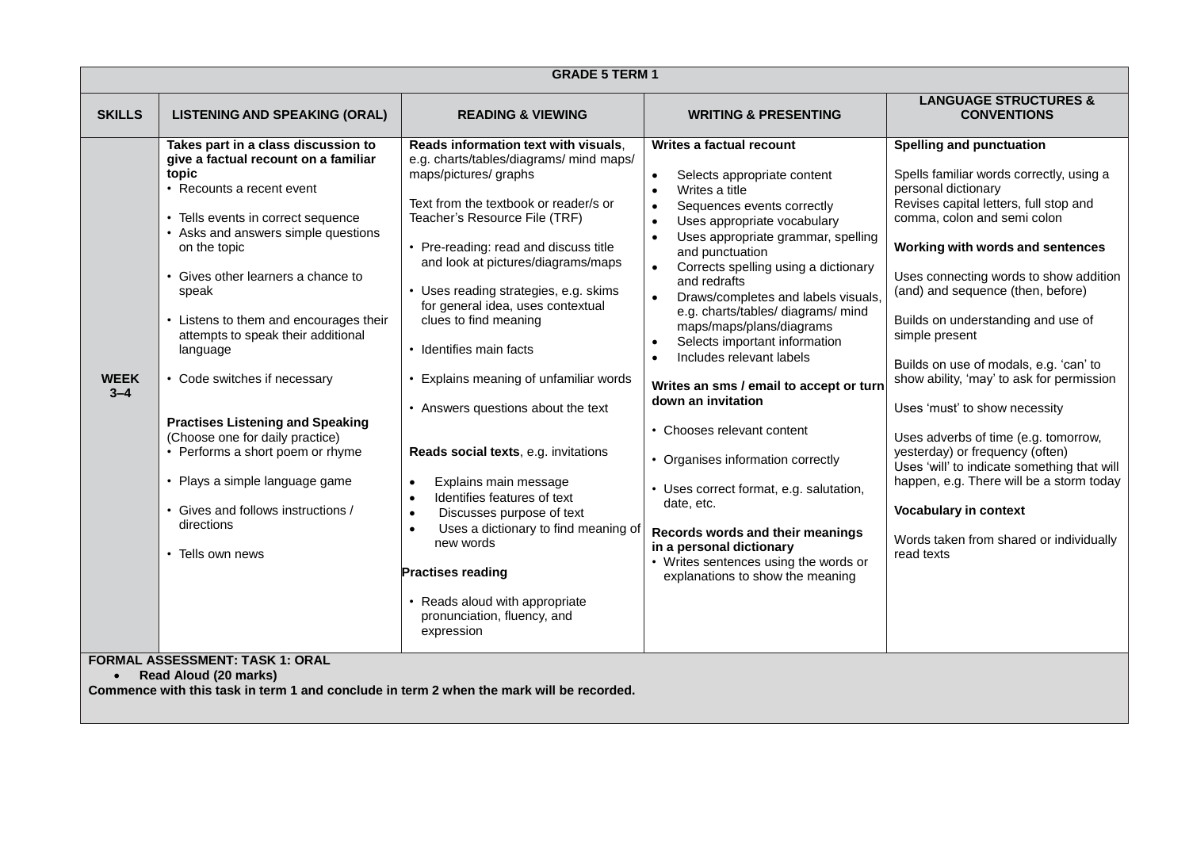| GRADE 5 TERM 1 | | | | |
|---|---|---|---|---|
| **SKILLS** | **LISTENING AND SPEAKING (ORAL)** | **READING & VIEWING** | **WRITING & PRESENTING** | **LANGUAGE STRUCTURES & CONVENTIONS** |
| **WEEK 3–4** | **Takes part in a class discussion to give a factual recount on a familiar topic**<br>• Recounts a recent event<br>• Tells events in correct sequence<br>• Asks and answers simple questions on the topic<br>• Gives other learners a chance to speak<br>• Listens to them and encourages their attempts to speak their additional language<br>• Code switches if necessary<br><br>**Practises Listening and Speaking**<br>(Choose one for daily practice)<br>• Performs a short poem or rhyme<br>• Plays a simple language game<br>• Gives and follows instructions / directions<br>• Tells own news | **Reads information text with visuals**, e.g. charts/tables/diagrams/ mind maps/ maps/pictures/ graphs<br><br>Text from the textbook or reader/s or Teacher's Resource File (TRF)<br><br>• Pre-reading: read and discuss title and look at pictures/diagrams/maps<br>• Uses reading strategies, e.g. skims for general idea, uses contextual clues to find meaning<br>• Identifies main facts<br>• Explains meaning of unfamiliar words<br>• Answers questions about the text<br><br>**Reads social texts**, e.g. invitations<br>• Explains main message<br>• Identifies features of text<br>• Discusses purpose of text<br>• Uses a dictionary to find meaning of new words<br><br>**Practises reading**<br>• Reads aloud with appropriate pronunciation, fluency, and expression | **Writes a factual recount**<br>• Selects appropriate content<br>• Writes a title<br>• Sequences events correctly<br>• Uses appropriate vocabulary<br>• Uses appropriate grammar, spelling and punctuation<br>• Corrects spelling using a dictionary and redrafts<br>• Draws/completes and labels visuals, e.g. charts/tables/ diagrams/ mind maps/maps/plans/diagrams<br>• Selects important information<br>• Includes relevant labels<br><br>**Writes an sms / email to accept or turn down an invitation**<br>• Chooses relevant content<br>• Organises information correctly<br>• Uses correct format, e.g. salutation, date, etc.<br><br>**Records words and their meanings in a personal dictionary**<br>• Writes sentences using the words or explanations to show the meaning | **Spelling and punctuation**<br><br>Spells familiar words correctly, using a personal dictionary<br>Revises capital letters, full stop and comma, colon and semi colon<br><br>**Working with words and sentences**<br><br>Uses connecting words to show addition (and) and sequence (then, before)<br><br>Builds on understanding and use of simple present<br><br>Builds on use of modals, e.g. 'can' to show ability, 'may' to ask for permission<br><br>Uses 'must' to show necessity<br><br>Uses adverbs of time (e.g. tomorrow, yesterday) or frequency (often)<br>Uses 'will' to indicate something that will happen, e.g. There will be a storm today<br><br>**Vocabulary in context**<br><br>Words taken from shared or individually read texts |
| **FORMAL ASSESSMENT: TASK 1: ORAL**<br>• **Read Aloud (20 marks)**<br>**Commence with this task in term 1 and conclude in term 2 when the mark will be recorded.** | | | | |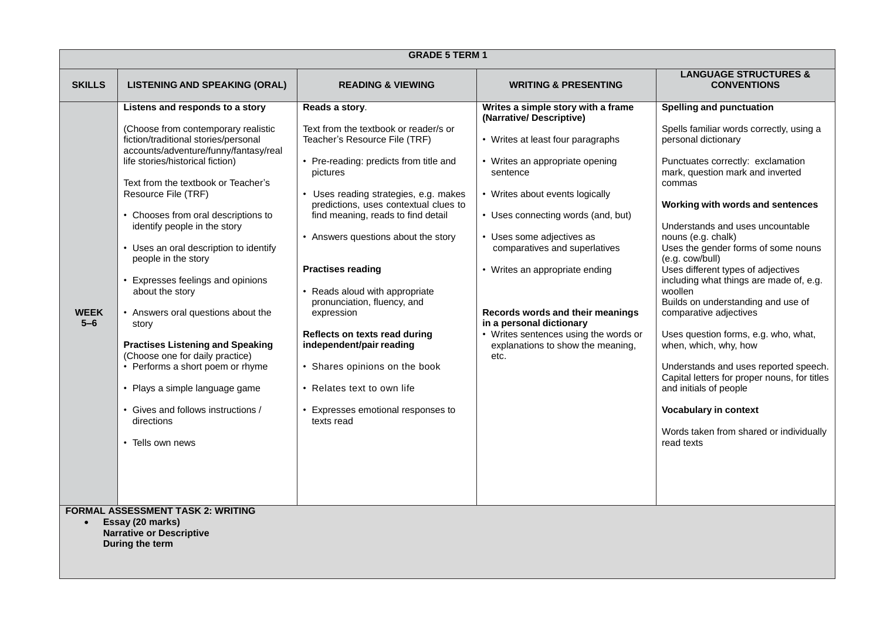| GRADE 5 TERM 1 | | | | |
|---|---|---|---|---|
| **SKILLS** | **LISTENING AND SPEAKING (ORAL)** | **READING & VIEWING** | **WRITING & PRESENTING** | **LANGUAGE STRUCTURES & CONVENTIONS** |
| **WEEK 5–6** | **Listens and responds to a story**<br><br>(Choose from contemporary realistic fiction/traditional stories/personal accounts/adventure/funny/fantasy/real life stories/historical fiction)<br><br>Text from the textbook or Teacher's Resource File (TRF)<br><br>• Chooses from oral descriptions to identify people in the story<br><br>• Uses an oral description to identify people in the story<br><br>• Expresses feelings and opinions about the story<br><br>• Answers oral questions about the story<br><br>**Practises Listening and Speaking**<br>(Choose one for daily practice)<br>• Performs a short poem or rhyme<br><br>• Plays a simple language game<br><br>• Gives and follows instructions / directions<br><br>• Tells own news | **Reads a story**.<br><br>Text from the textbook or reader/s or Teacher's Resource File (TRF)<br><br>• Pre-reading: predicts from title and pictures<br><br>• Uses reading strategies, e.g. makes predictions, uses contextual clues to find meaning, reads to find detail<br><br>• Answers questions about the story<br><br>**Practises reading**<br><br>• Reads aloud with appropriate pronunciation, fluency, and expression<br><br>**Reflects on texts read during independent/pair reading**<br><br>• Shares opinions on the book<br><br>• Relates text to own life<br><br>• Expresses emotional responses to texts read | **Writes a simple story with a frame (Narrative/ Descriptive)**<br><br>• Writes at least four paragraphs<br><br>• Writes an appropriate opening sentence<br><br>• Writes about events logically<br><br>• Uses connecting words (and, but)<br><br>• Uses some adjectives as comparatives and superlatives<br><br>• Writes an appropriate ending<br><br>**Records words and their meanings in a personal dictionary**<br>• Writes sentences using the words or explanations to show the meaning, etc. | **Spelling and punctuation**<br><br>Spells familiar words correctly, using a personal dictionary<br><br>Punctuates correctly: exclamation mark, question mark and inverted commas<br><br>**Working with words and sentences**<br><br>Understands and uses uncountable nouns (e.g. chalk)<br>Uses the gender forms of some nouns (e.g. cow/bull)<br>Uses different types of adjectives including what things are made of, e.g. woollen<br>Builds on understanding and use of comparative adjectives<br><br>Uses question forms, e.g. who, what, when, which, why, how<br><br>Understands and uses reported speech.<br>Capital letters for proper nouns, for titles and initials of people<br><br>**Vocabulary in context**<br><br>Words taken from shared or individually read texts |
| **FORMAL ASSESSMENT TASK 2: WRITING**<br>• **Essay (20 marks)**<br>**Narrative or Descriptive**<br>**During the term** | | | | |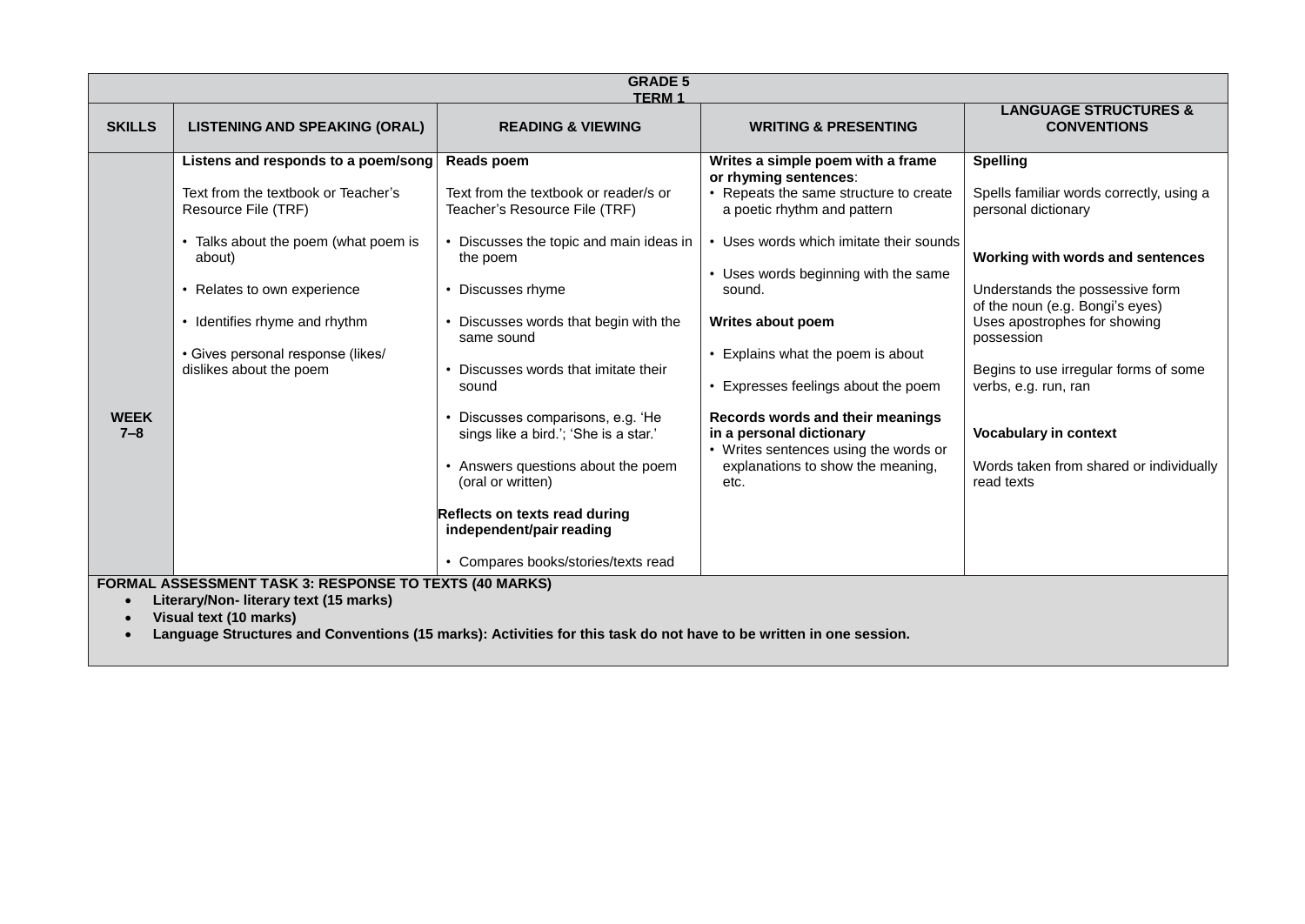| GRADE 5<br>TERM 1 | | | | |
|---|---|---|---|---|
| **SKILLS** | **LISTENING AND SPEAKING (ORAL)** | **READING & VIEWING** | **WRITING & PRESENTING** | **LANGUAGE STRUCTURES & CONVENTIONS** |
| **WEEK 7–8** | **Listens and responds to a poem/song**<br><br>Text from the textbook or Teacher's Resource File (TRF)<br><br>• Talks about the poem (what poem is about)<br><br>• Relates to own experience<br><br>• Identifies rhyme and rhythm<br><br>• Gives personal response (likes/ dislikes about the poem | **Reads poem**<br><br>Text from the textbook or reader/s or Teacher's Resource File (TRF)<br><br>• Discusses the topic and main ideas in the poem<br><br>• Discusses rhyme<br><br>• Discusses words that begin with the same sound<br><br>• Discusses words that imitate their sound<br><br>• Discusses comparisons, e.g. 'He sings like a bird.'; 'She is a star.'<br><br>• Answers questions about the poem (oral or written)<br><br>**Reflects on texts read during independent/pair reading**<br><br>• Compares books/stories/texts read | **Writes a simple poem with a frame or rhyming sentences**:<br>• Repeats the same structure to create a poetic rhythm and pattern<br><br>• Uses words which imitate their sounds<br><br>• Uses words beginning with the same sound.<br><br>**Writes about poem**<br><br>• Explains what the poem is about<br><br>• Expresses feelings about the poem<br><br>**Records words and their meanings in a personal dictionary**<br>• Writes sentences using the words or explanations to show the meaning, etc. | **Spelling**<br><br>Spells familiar words correctly, using a personal dictionary<br><br>**Working with words and sentences**<br><br>Understands the possessive form of the noun (e.g. Bongi's eyes)<br>Uses apostrophes for showing possession<br><br>Begins to use irregular forms of some verbs, e.g. run, ran<br><br>**Vocabulary in context**<br><br>Words taken from shared or individually read texts |

**FORMAL ASSESSMENT TASK 3: RESPONSE TO TEXTS (40 MARKS)**

- **Literary/Non- literary text (15 marks)**
- **Visual text (10 marks)**
- **Language Structures and Conventions (15 marks): Activities for this task do not have to be written in one session.**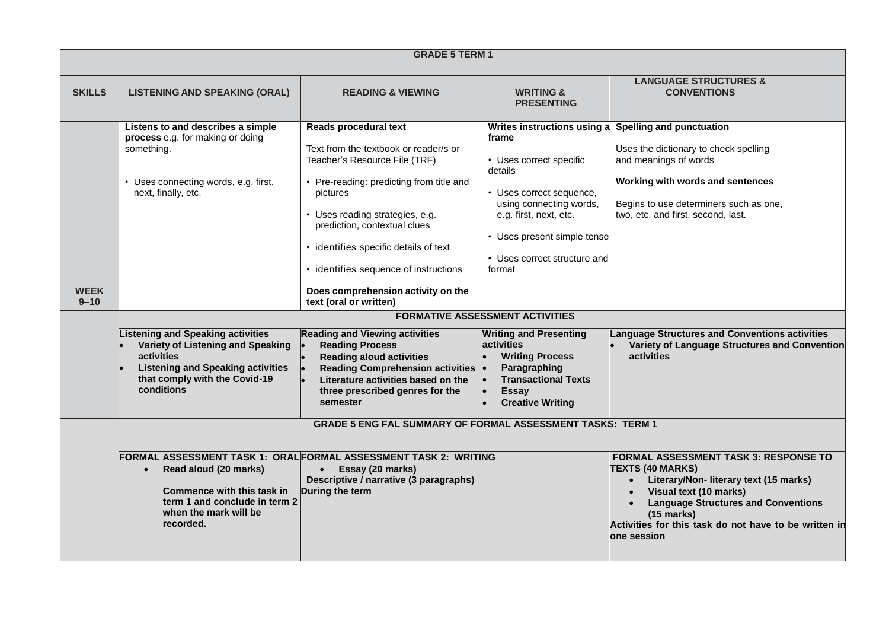| GRADE 5 TERM 1 | | | | |
|---|---|---|---|---|
| **SKILLS** | **LISTENING AND SPEAKING (ORAL)** | **READING & VIEWING** | **WRITING & PRESENTING** | **LANGUAGE STRUCTURES & CONVENTIONS** |
| **WEEK 9–10** | **Listens to and describes a simple process** e.g. for making or doing something.<br><br>• Uses connecting words, e.g. first, next, finally, etc. | **Reads procedural text**<br><br>Text from the textbook or reader/s or Teacher's Resource File (TRF)<br><br>• Pre-reading: predicting from title and pictures<br><br>• Uses reading strategies, e.g. prediction, contextual clues<br><br>• identifies specific details of text<br><br>• identifies sequence of instructions<br><br>**Does comprehension activity on the text (oral or written)** | **Writes instructions using a frame**<br><br>• Uses correct specific details<br><br>• Uses correct sequence, using connecting words, e.g. first, next, etc.<br><br>• Uses present simple tense<br><br>• Uses correct structure and format | **Spelling and punctuation**<br><br>Uses the dictionary to check spelling and meanings of words<br><br>**Working with words and sentences**<br><br>Begins to use determiners such as one, two, etc. and first, second, last. |
| | **FORMATIVE ASSESSMENT ACTIVITIES** | | | |
| | **Listening and Speaking activities**<br>• **Variety of Listening and Speaking activities**<br>• **Listening and Speaking activities that comply with the Covid-19 conditions** | **Reading and Viewing activities**<br>• **Reading Process**<br>• **Reading aloud activities**<br>• **Reading Comprehension activities**<br>• **Literature activities based on the three prescribed genres for the semester** | **Writing and Presenting activities**<br>• **Writing Process**<br>• **Paragraphing**<br>• **Transactional Texts**<br>• **Essay**<br>• **Creative Writing** | **Language Structures and Conventions activities**<br>• **Variety of Language Structures and Convention activities** |
| | **GRADE 5 ENG FAL SUMMARY OF FORMAL ASSESSMENT TASKS: TERM 1** | | | |
| | **FORMAL ASSESSMENT TASK 1: ORAL**<br>• **Read aloud (20 marks)**<br><br>**Commence with this task in term 1 and conclude in term 2 when the mark will be recorded.** | **FORMAL ASSESSMENT TASK 2: WRITING**<br>• **Essay (20 marks)**<br>**Descriptive / narrative (3 paragraphs)**<br>**During the term** | | **FORMAL ASSESSMENT TASK 3: RESPONSE TO TEXTS (40 MARKS)**<br>• **Literary/Non- literary text (15 marks)**<br>• **Visual text (10 marks)**<br>• **Language Structures and Conventions (15 marks)**<br>**Activities for this task do not have to be written in one session** |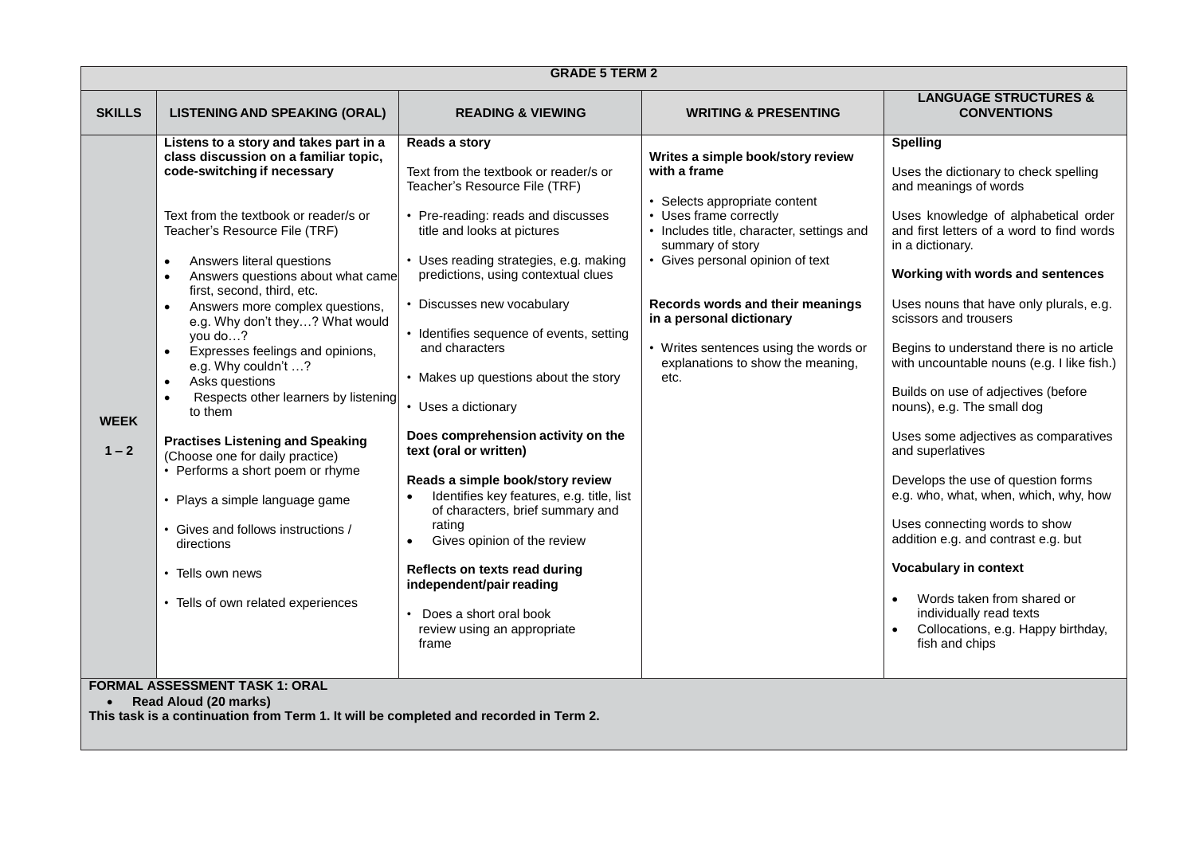| GRADE 5 TERM 2 | | | | |
|---|---|---|---|---|
| **SKILLS** | **LISTENING AND SPEAKING (ORAL)** | **READING & VIEWING** | **WRITING & PRESENTING** | **LANGUAGE STRUCTURES & CONVENTIONS** |
| **WEEK 1 – 2** | **Listens to a story and takes part in a class discussion on a familiar topic, code-switching if necessary**<br><br>Text from the textbook or reader/s or Teacher's Resource File (TRF)<br><br>• Answers literal questions<br>• Answers questions about what came first, second, third, etc.<br>• Answers more complex questions, e.g. Why don't they…? What would you do…?<br>• Expresses feelings and opinions, e.g. Why couldn't …?<br>• Asks questions<br>• Respects other learners by listening to them<br><br>**Practises Listening and Speaking** (Choose one for daily practice)<br>• Performs a short poem or rhyme<br>• Plays a simple language game<br>• Gives and follows instructions / directions<br>• Tells own news<br>• Tells of own related experiences | **Reads a story**<br><br>Text from the textbook or reader/s or Teacher's Resource File (TRF)<br><br>• Pre-reading: reads and discusses title and looks at pictures<br>• Uses reading strategies, e.g. making predictions, using contextual clues<br>• Discusses new vocabulary<br>• Identifies sequence of events, setting and characters<br>• Makes up questions about the story<br>• Uses a dictionary<br><br>**Does comprehension activity on the text (oral or written)**<br><br>**Reads a simple book/story review**<br>• Identifies key features, e.g. title, list of characters, brief summary and rating<br>• Gives opinion of the review<br><br>**Reflects on texts read during independent/pair reading**<br>• Does a short oral book review using an appropriate frame | **Writes a simple book/story review with a frame**<br><br>• Selects appropriate content<br>• Uses frame correctly<br>• Includes title, character, settings and summary of story<br>• Gives personal opinion of text<br><br>**Records words and their meanings in a personal dictionary**<br><br>• Writes sentences using the words or explanations to show the meaning, etc. | **Spelling**<br><br>Uses the dictionary to check spelling and meanings of words<br><br>Uses knowledge of alphabetical order and first letters of a word to find words in a dictionary.<br><br>**Working with words and sentences**<br><br>Uses nouns that have only plurals, e.g. scissors and trousers<br><br>Begins to understand there is no article with uncountable nouns (e.g. I like fish.)<br><br>Builds on use of adjectives (before nouns), e.g. The small dog<br><br>Uses some adjectives as comparatives and superlatives<br><br>Develops the use of question forms e.g. who, what, when, which, why, how<br><br>Uses connecting words to show addition e.g. and contrast e.g. but<br><br>**Vocabulary in context**<br><br>• Words taken from shared or individually read texts<br>• Collocations, e.g. Happy birthday, fish and chips |
| **FORMAL ASSESSMENT TASK 1: ORAL**<br>• **Read Aloud (20 marks)**<br>**This task is a continuation from Term 1. It will be completed and recorded in Term 2.** | | | | |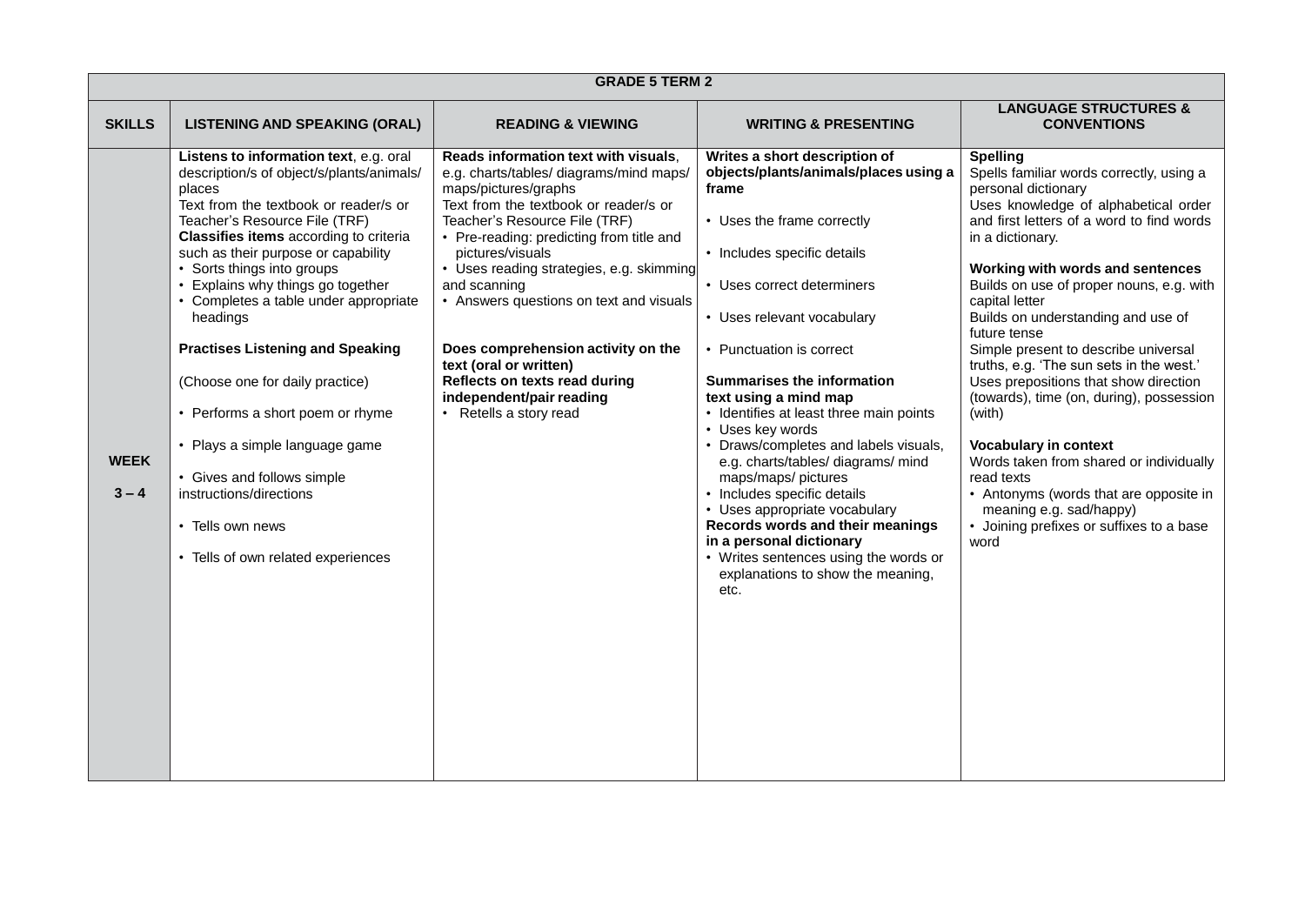| GRADE 5 TERM 2 | | | | |
|---|---|---|---|---|
| **SKILLS** | **LISTENING AND SPEAKING (ORAL)** | **READING & VIEWING** | **WRITING & PRESENTING** | **LANGUAGE STRUCTURES & CONVENTIONS** |
| **WEEK 3 – 4** | **Listens to information text**, e.g. oral description/s of object/s/plants/animals/ places<br>Text from the textbook or reader/s or Teacher's Resource File (TRF)<br>**Classifies items** according to criteria such as their purpose or capability<br>• Sorts things into groups<br>• Explains why things go together<br>• Completes a table under appropriate headings<br><br>**Practises Listening and Speaking**<br><br>(Choose one for daily practice)<br><br>• Performs a short poem or rhyme<br><br>• Plays a simple language game<br><br>• Gives and follows simple instructions/directions<br><br>• Tells own news<br><br>• Tells of own related experiences | **Reads information text with visuals**, e.g. charts/tables/ diagrams/mind maps/ maps/pictures/graphs<br>Text from the textbook or reader/s or Teacher's Resource File (TRF)<br>• Pre-reading: predicting from title and pictures/visuals<br>• Uses reading strategies, e.g. skimming and scanning<br>• Answers questions on text and visuals<br><br>**Does comprehension activity on the text (oral or written)**<br>**Reflects on texts read during independent/pair reading**<br>• Retells a story read | **Writes a short description of objects/plants/animals/places using a frame**<br><br>• Uses the frame correctly<br><br>• Includes specific details<br><br>• Uses correct determiners<br><br>• Uses relevant vocabulary<br><br>• Punctuation is correct<br><br>**Summarises the information text using a mind map**<br>• Identifies at least three main points<br>• Uses key words<br>• Draws/completes and labels visuals, e.g. charts/tables/ diagrams/ mind maps/maps/ pictures<br>• Includes specific details<br>• Uses appropriate vocabulary<br>**Records words and their meanings in a personal dictionary**<br>• Writes sentences using the words or explanations to show the meaning, etc. | **Spelling**<br>Spells familiar words correctly, using a personal dictionary<br>Uses knowledge of alphabetical order and first letters of a word to find words in a dictionary.<br><br>**Working with words and sentences**<br>Builds on use of proper nouns, e.g. with capital letter<br>Builds on understanding and use of future tense<br>Simple present to describe universal truths, e.g. 'The sun sets in the west.'<br>Uses prepositions that show direction (towards), time (on, during), possession (with)<br><br>**Vocabulary in context**<br>Words taken from shared or individually read texts<br>• Antonyms (words that are opposite in meaning e.g. sad/happy)<br>• Joining prefixes or suffixes to a base word |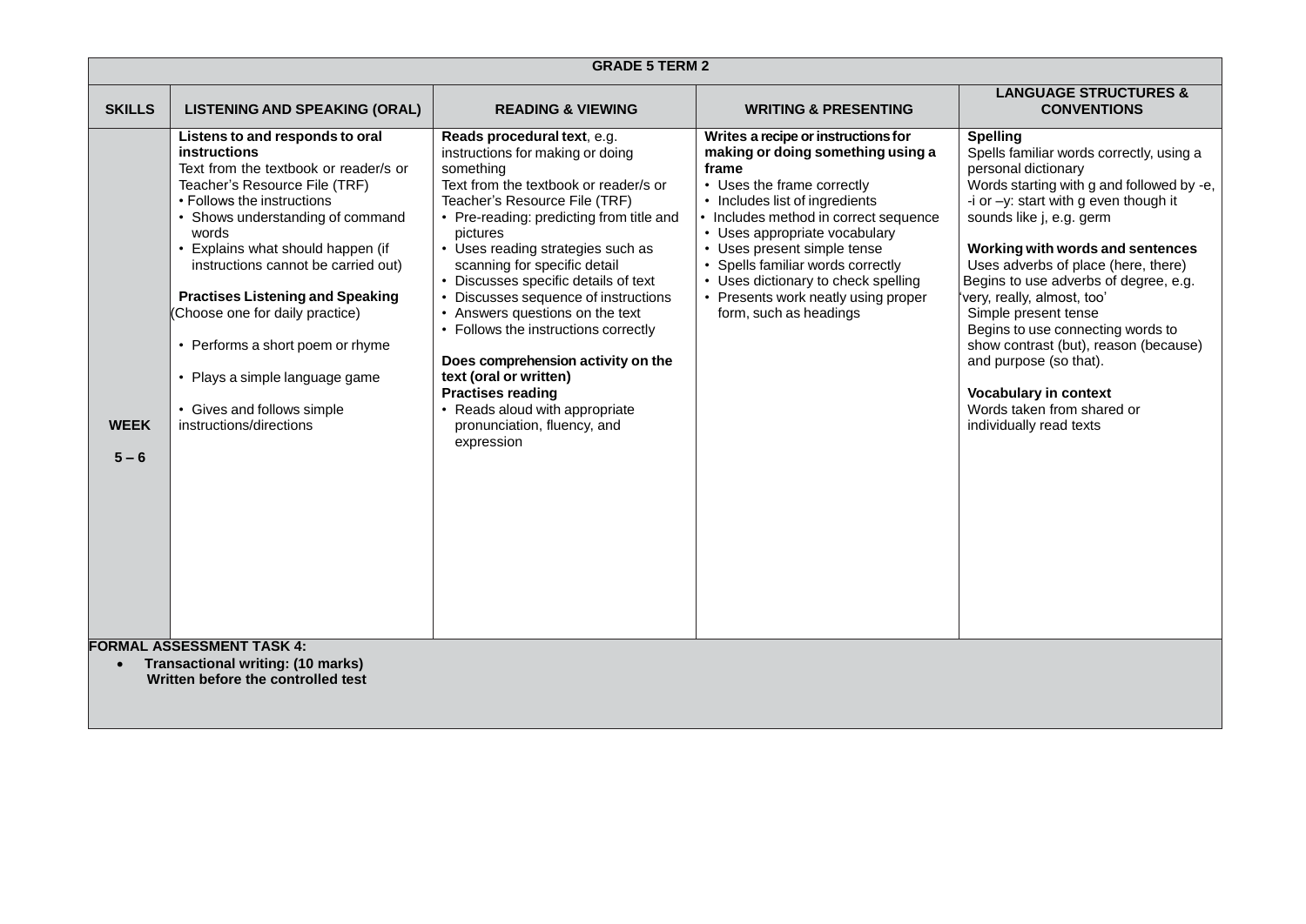| GRADE 5 TERM 2 | | | | |
|---|---|---|---|---|
| **SKILLS** | **LISTENING AND SPEAKING (ORAL)** | **READING & VIEWING** | **WRITING & PRESENTING** | **LANGUAGE STRUCTURES & CONVENTIONS** |
| **WEEK 5 – 6** | **Listens to and responds to oral instructions**<br>Text from the textbook or reader/s or Teacher's Resource File (TRF)<br>• Follows the instructions<br>• Shows understanding of command words<br>• Explains what should happen (if instructions cannot be carried out)<br><br>**Practises Listening and Speaking**<br>(Choose one for daily practice)<br>• Performs a short poem or rhyme<br>• Plays a simple language game<br>• Gives and follows simple instructions/directions | **Reads procedural text**, e.g. instructions for making or doing something<br>Text from the textbook or reader/s or Teacher's Resource File (TRF)<br>• Pre-reading: predicting from title and pictures<br>• Uses reading strategies such as scanning for specific detail<br>• Discusses specific details of text<br>• Discusses sequence of instructions<br>• Answers questions on the text<br>• Follows the instructions correctly<br><br>**Does comprehension activity on the text (oral or written)**<br>**Practises reading**<br>• Reads aloud with appropriate pronunciation, fluency, and expression | **Writes a recipe or instructions for making or doing something using a frame**<br>• Uses the frame correctly<br>• Includes list of ingredients<br>• Includes method in correct sequence<br>• Uses appropriate vocabulary<br>• Uses present simple tense<br>• Spells familiar words correctly<br>• Uses dictionary to check spelling<br>• Presents work neatly using proper form, such as headings | **Spelling**<br>Spells familiar words correctly, using a personal dictionary<br>Words starting with g and followed by -e, -i or –y: start with g even though it sounds like j, e.g. germ<br><br>**Working with words and sentences**<br>Uses adverbs of place (here, there)<br>Begins to use adverbs of degree, e.g. 'very, really, almost, too'<br>Simple present tense<br>Begins to use connecting words to show contrast (but), reason (because) and purpose (so that).<br><br>**Vocabulary in context**<br>Words taken from shared or individually read texts |
| **FORMAL ASSESSMENT TASK 4:**<br>• **Transactional writing: (10 marks)**<br>**Written before the controlled test** | | | | |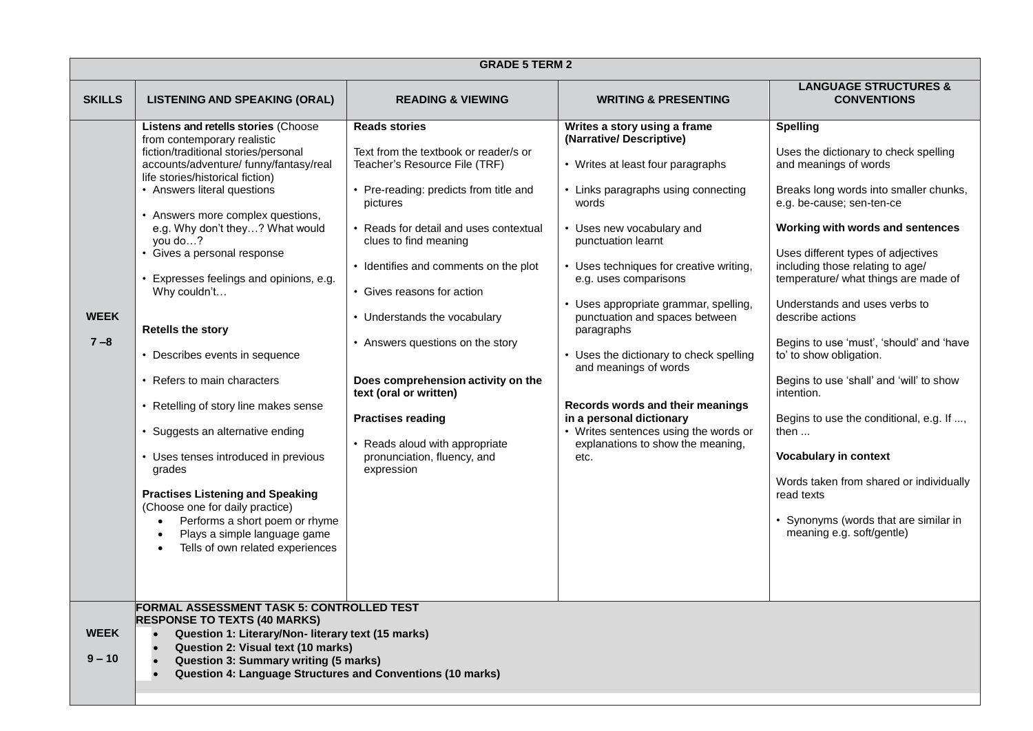| GRADE 5 TERM 2 | | | | |
|---|---|---|---|---|
| **SKILLS** | **LISTENING AND SPEAKING (ORAL)** | **READING & VIEWING** | **WRITING & PRESENTING** | **LANGUAGE STRUCTURES & CONVENTIONS** |
| **WEEK 7 – 8** | **Listens and retells stories** (Choose from contemporary realistic fiction/traditional stories/personal accounts/adventure/ funny/fantasy/real life stories/historical fiction)<br>• Answers literal questions<br>• Answers more complex questions, e.g. Why don't they…? What would you do…?<br>• Gives a personal response<br>• Expresses feelings and opinions, e.g. Why couldn't…<br><br>**Retells the story**<br>• Describes events in sequence<br>• Refers to main characters<br>• Retelling of story line makes sense<br>• Suggests an alternative ending<br>• Uses tenses introduced in previous grades<br><br>**Practises Listening and Speaking** (Choose one for daily practice)<br>• Performs a short poem or rhyme<br>• Plays a simple language game<br>• Tells of own related experiences | **Reads stories**<br><br>Text from the textbook or reader/s or Teacher's Resource File (TRF)<br>• Pre-reading: predicts from title and pictures<br>• Reads for detail and uses contextual clues to find meaning<br>• Identifies and comments on the plot<br>• Gives reasons for action<br>• Understands the vocabulary<br>• Answers questions on the story<br><br>**Does comprehension activity on the text (oral or written)**<br><br>**Practises reading**<br>• Reads aloud with appropriate pronunciation, fluency, and expression | **Writes a story using a frame (Narrative/ Descriptive)**<br>• Writes at least four paragraphs<br>• Links paragraphs using connecting words<br>• Uses new vocabulary and punctuation learnt<br>• Uses techniques for creative writing, e.g. uses comparisons<br>• Uses appropriate grammar, spelling, punctuation and spaces between paragraphs<br>• Uses the dictionary to check spelling and meanings of words<br><br>**Records words and their meanings in a personal dictionary**<br>• Writes sentences using the words or explanations to show the meaning, etc. | **Spelling**<br><br>Uses the dictionary to check spelling and meanings of words<br><br>Breaks long words into smaller chunks, e.g. be-cause; sen-ten-ce<br><br>**Working with words and sentences**<br><br>Uses different types of adjectives including those relating to age/ temperature/ what things are made of<br><br>Understands and uses verbs to describe actions<br><br>Begins to use 'must', 'should' and 'have to' to show obligation.<br><br>Begins to use 'shall' and 'will' to show intention.<br><br>Begins to use the conditional, e.g. If ..., then ...<br><br>**Vocabulary in context**<br><br>Words taken from shared or individually read texts<br>• Synonyms (words that are similar in meaning e.g. soft/gentle) |
| **WEEK 9 – 10** | **FORMAL ASSESSMENT TASK 5: CONTROLLED TEST**<br>**RESPONSE TO TEXTS (40 MARKS)**<br>• **Question 1: Literary/Non- literary text (15 marks)**<br>• **Question 2: Visual text (10 marks)**<br>• **Question 3: Summary writing (5 marks)**<br>• **Question 4: Language Structures and Conventions (10 marks)** | | | |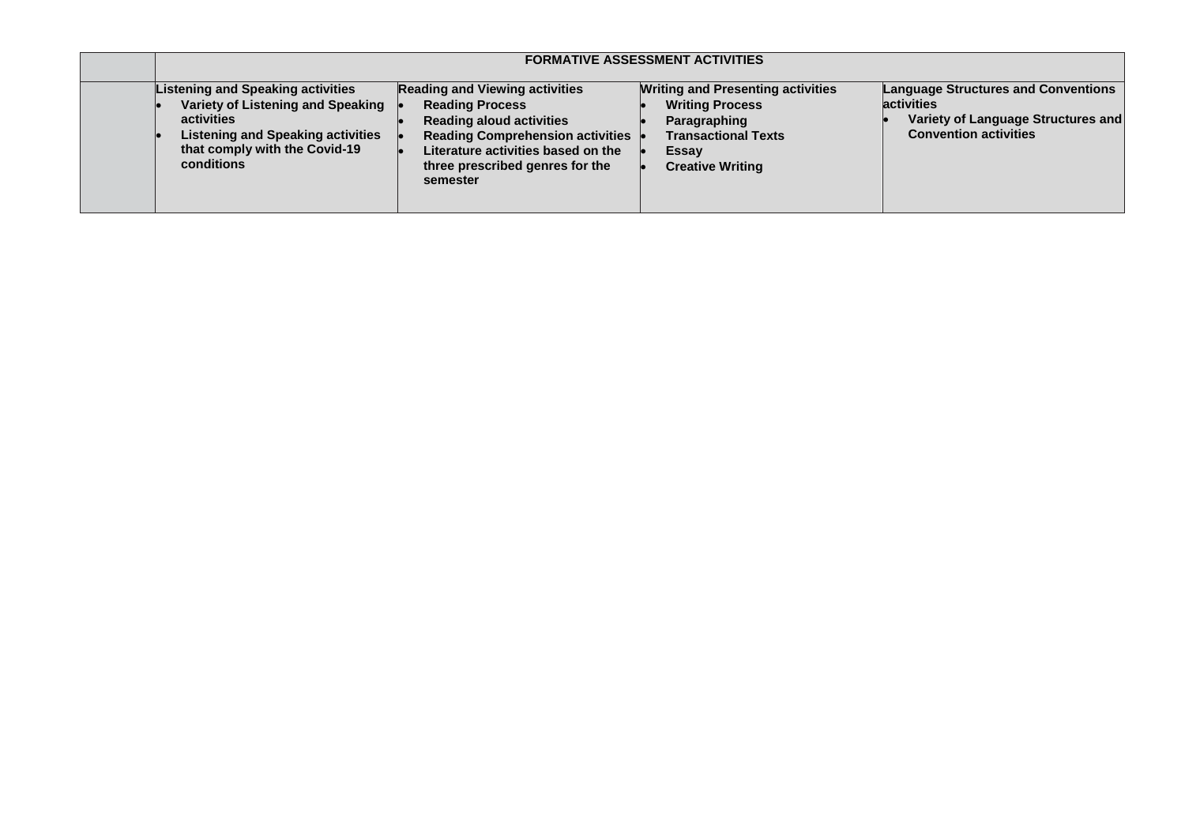| | FORMATIVE ASSESSMENT ACTIVITIES | | | |
|---|---|---|---|---|
| | **Listening and Speaking activities**<br>• **Variety of Listening and Speaking activities**<br>• **Listening and Speaking activities that comply with the Covid-19 conditions** | **Reading and Viewing activities**<br>• **Reading Process**<br>• **Reading aloud activities**<br>• **Reading Comprehension activities**<br>• **Literature activities based on the three prescribed genres for the semester** | **Writing and Presenting activities**<br>• **Writing Process**<br>• **Paragraphing**<br>• **Transactional Texts**<br>• **Essay**<br>• **Creative Writing** | **Language Structures and Conventions activities**<br>• **Variety of Language Structures and Convention activities** |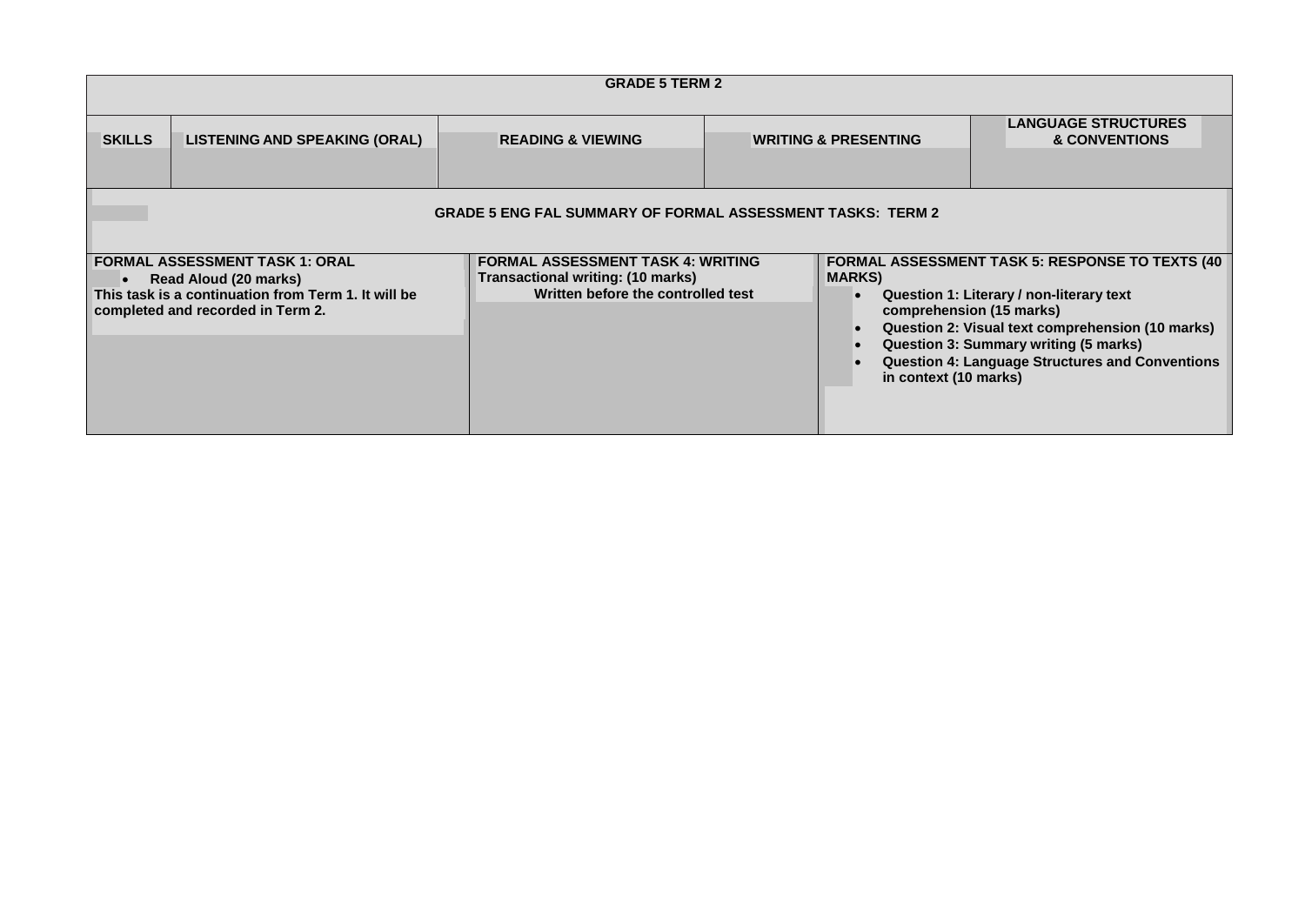| GRADE 5 TERM 2 | | | | |
|---|---|---|---|---|
| **SKILLS** | **LISTENING AND SPEAKING (ORAL)** | **READING & VIEWING** | **WRITING & PRESENTING** | **LANGUAGE STRUCTURES & CONVENTIONS** |

| GRADE 5 ENG FAL SUMMARY OF FORMAL ASSESSMENT TASKS: TERM 2 | | |
|---|---|---|
| **FORMAL ASSESSMENT TASK 1: ORAL**<br>• **Read Aloud (20 marks)**<br>**This task is a continuation from Term 1. It will be completed and recorded in Term 2.** | **FORMAL ASSESSMENT TASK 4: WRITING**<br>**Transactional writing: (10 marks)**<br>**Written before the controlled test** | **FORMAL ASSESSMENT TASK 5: RESPONSE TO TEXTS (40 MARKS)**<br>• **Question 1: Literary / non-literary text comprehension (15 marks)**<br>• **Question 2: Visual text comprehension (10 marks)**<br>• **Question 3: Summary writing (5 marks)**<br>• **Question 4: Language Structures and Conventions in context (10 marks)** |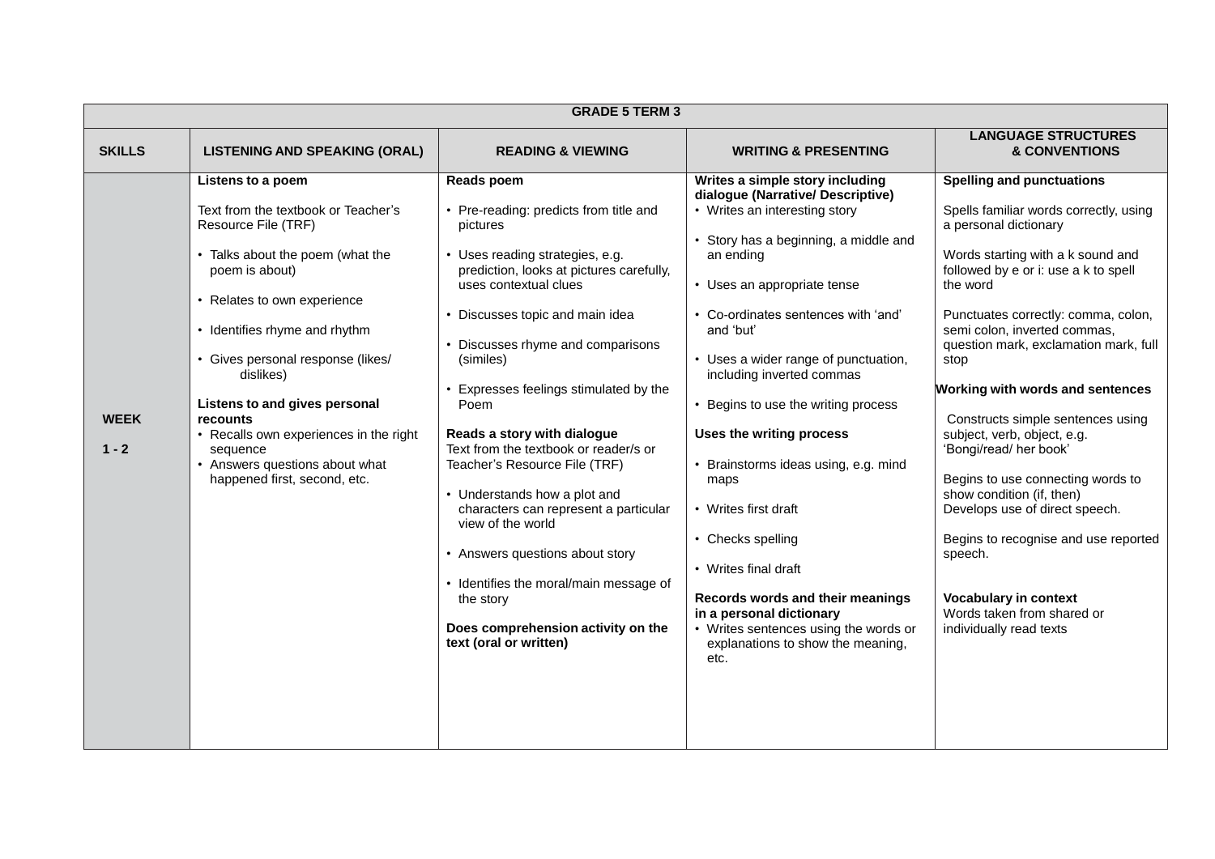| GRADE 5 TERM 3 | | | | |
|---|---|---|---|---|
| **SKILLS** | **LISTENING AND SPEAKING (ORAL)** | **READING & VIEWING** | **WRITING & PRESENTING** | **LANGUAGE STRUCTURES & CONVENTIONS** |
| **WEEK 1 - 2** | **Listens to a poem**<br><br>Text from the textbook or Teacher's Resource File (TRF)<br><br>• Talks about the poem (what the poem is about)<br><br>• Relates to own experience<br><br>• Identifies rhyme and rhythm<br><br>• Gives personal response (likes/ dislikes)<br><br>**Listens to and gives personal recounts**<br>• Recalls own experiences in the right sequence<br>• Answers questions about what happened first, second, etc. | **Reads poem**<br><br>• Pre-reading: predicts from title and pictures<br><br>• Uses reading strategies, e.g. prediction, looks at pictures carefully, uses contextual clues<br><br>• Discusses topic and main idea<br><br>• Discusses rhyme and comparisons (similes)<br><br>• Expresses feelings stimulated by the Poem<br><br>**Reads a story with dialogue**<br>Text from the textbook or reader/s or Teacher's Resource File (TRF)<br><br>• Understands how a plot and characters can represent a particular view of the world<br><br>• Answers questions about story<br><br>• Identifies the moral/main message of the story<br><br>**Does comprehension activity on the text (oral or written)** | **Writes a simple story including dialogue (Narrative/ Descriptive)**<br>• Writes an interesting story<br><br>• Story has a beginning, a middle and an ending<br><br>• Uses an appropriate tense<br><br>• Co-ordinates sentences with 'and' and 'but'<br><br>• Uses a wider range of punctuation, including inverted commas<br><br>• Begins to use the writing process<br><br>**Uses the writing process**<br><br>• Brainstorms ideas using, e.g. mind maps<br><br>• Writes first draft<br><br>• Checks spelling<br><br>• Writes final draft<br><br>**Records words and their meanings in a personal dictionary**<br>• Writes sentences using the words or explanations to show the meaning, etc. | **Spelling and punctuations**<br><br>Spells familiar words correctly, using a personal dictionary<br><br>Words starting with a k sound and followed by e or i: use a k to spell the word<br><br>Punctuates correctly: comma, colon, semi colon, inverted commas, question mark, exclamation mark, full stop<br><br>**Working with words and sentences**<br><br>Constructs simple sentences using subject, verb, object, e.g. 'Bongi/read/ her book'<br><br>Begins to use connecting words to show condition (if, then)<br>Develops use of direct speech.<br><br>Begins to recognise and use reported speech.<br><br>**Vocabulary in context**<br>Words taken from shared or individually read texts |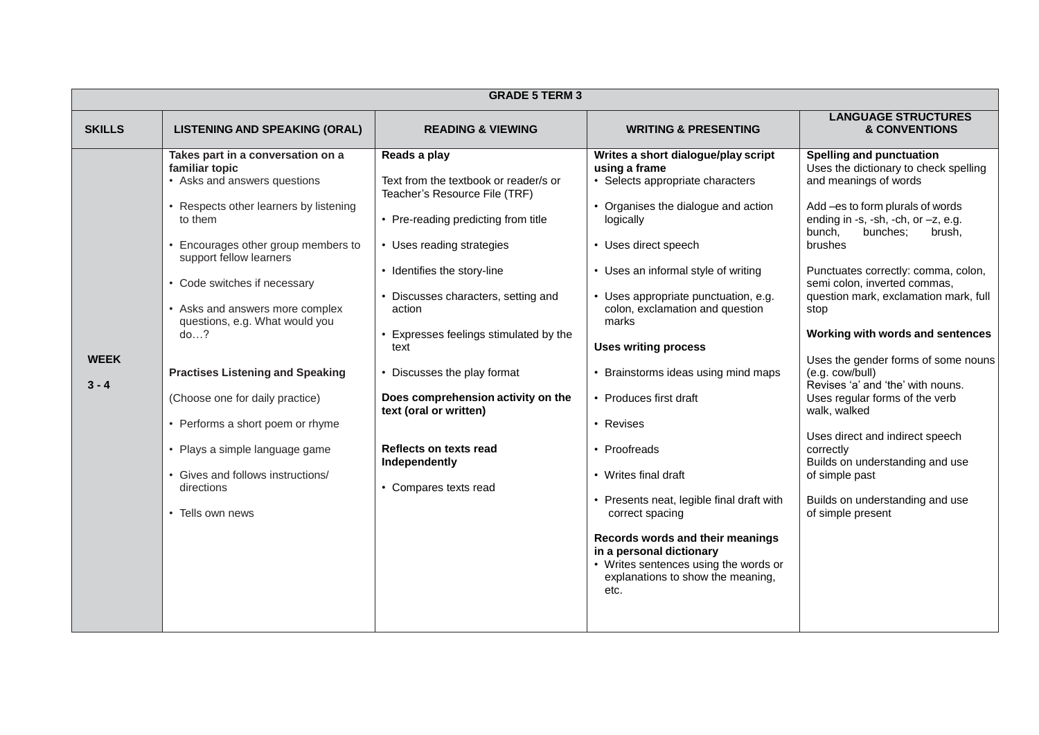| GRADE 5 TERM 3 | | | | |
|---|---|---|---|---|
| **SKILLS** | **LISTENING AND SPEAKING (ORAL)** | **READING & VIEWING** | **WRITING & PRESENTING** | **LANGUAGE STRUCTURES & CONVENTIONS** |
| **WEEK 3 - 4** | **Takes part in a conversation on a familiar topic**<br>• Asks and answers questions<br>• Respects other learners by listening to them<br>• Encourages other group members to support fellow learners<br>• Code switches if necessary<br>• Asks and answers more complex questions, e.g. What would you do…?<br><br>**Practises Listening and Speaking**<br>(Choose one for daily practice)<br>• Performs a short poem or rhyme<br>• Plays a simple language game<br>• Gives and follows instructions/ directions<br>• Tells own news | **Reads a play**<br>Text from the textbook or reader/s or Teacher's Resource File (TRF)<br>• Pre-reading predicting from title<br>• Uses reading strategies<br>• Identifies the story-line<br>• Discusses characters, setting and action<br>• Expresses feelings stimulated by the text<br>• Discusses the play format<br><br>**Does comprehension activity on the text (oral or written)**<br><br>**Reflects on texts read Independently**<br>• Compares texts read | **Writes a short dialogue/play script using a frame**<br>• Selects appropriate characters<br>• Organises the dialogue and action logically<br>• Uses direct speech<br>• Uses an informal style of writing<br>• Uses appropriate punctuation, e.g. colon, exclamation and question marks<br><br>**Uses writing process**<br>• Brainstorms ideas using mind maps<br>• Produces first draft<br>• Revises<br>• Proofreads<br>• Writes final draft<br>• Presents neat, legible final draft with correct spacing<br><br>**Records words and their meanings in a personal dictionary**<br>• Writes sentences using the words or explanations to show the meaning, etc. | **Spelling and punctuation**<br>Uses the dictionary to check spelling and meanings of words<br><br>Add –es to form plurals of words ending in -s, -sh, -ch, or –z, e.g. bunch, bunches; brush, brushes<br><br>Punctuates correctly: comma, colon, semi colon, inverted commas, question mark, exclamation mark, full stop<br><br>**Working with words and sentences**<br>Uses the gender forms of some nouns (e.g. cow/bull)<br>Revises 'a' and 'the' with nouns.<br>Uses regular forms of the verb walk, walked<br><br>Uses direct and indirect speech correctly<br>Builds on understanding and use of simple past<br><br>Builds on understanding and use of simple present |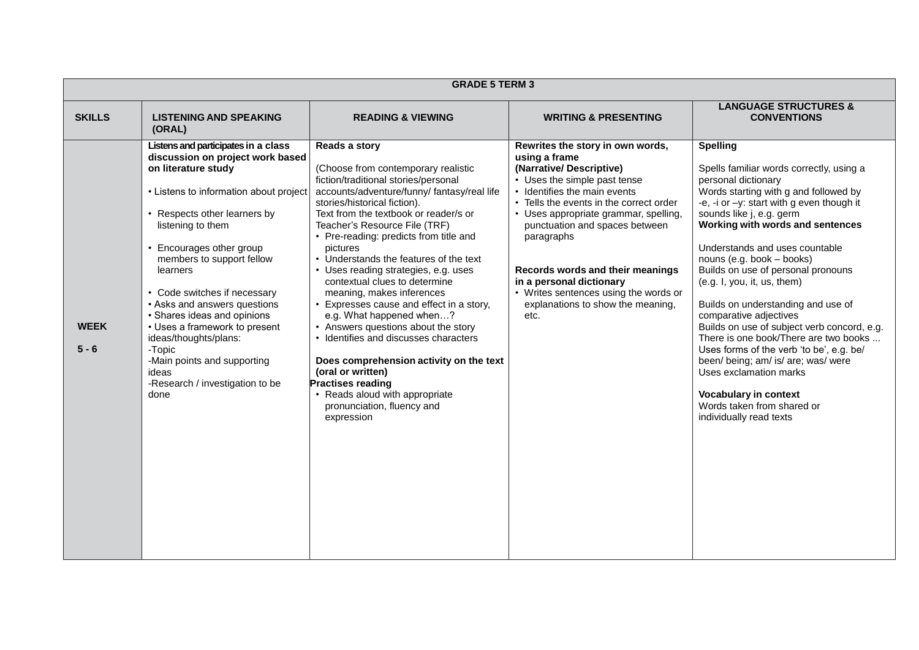| GRADE 5 TERM 3 | | | | |
|---|---|---|---|---|
| **SKILLS** | **LISTENING AND SPEAKING (ORAL)** | **READING & VIEWING** | **WRITING & PRESENTING** | **LANGUAGE STRUCTURES & CONVENTIONS** |
| **WEEK 5 - 6** | **Listens and participates in a class discussion on project work based on literature study**<br><br>• Listens to information about project<br><br>• Respects other learners by listening to them<br><br>• Encourages other group members to support fellow learners<br><br>• Code switches if necessary<br>• Asks and answers questions<br>• Shares ideas and opinions<br>• Uses a framework to present ideas/thoughts/plans:<br>-Topic<br>-Main points and supporting ideas<br>-Research / investigation to be done | **Reads a story**<br><br>(Choose from contemporary realistic fiction/traditional stories/personal accounts/adventure/funny/ fantasy/real life stories/historical fiction).<br>Text from the textbook or reader/s or Teacher's Resource File (TRF)<br>• Pre-reading: predicts from title and pictures<br>• Understands the features of the text<br>• Uses reading strategies, e.g. uses contextual clues to determine meaning, makes inferences<br>• Expresses cause and effect in a story, e.g. What happened when…?<br>• Answers questions about the story<br>• Identifies and discusses characters<br><br>**Does comprehension activity on the text (oral or written)**<br>**Practises reading**<br>• Reads aloud with appropriate pronunciation, fluency and expression | **Rewrites the story in own words, using a frame (Narrative/ Descriptive)**<br>• Uses the simple past tense<br>• Identifies the main events<br>• Tells the events in the correct order<br>• Uses appropriate grammar, spelling, punctuation and spaces between paragraphs<br><br>**Records words and their meanings in a personal dictionary**<br>• Writes sentences using the words or explanations to show the meaning, etc. | **Spelling**<br><br>Spells familiar words correctly, using a personal dictionary<br>Words starting with g and followed by -e, -i or –y: start with g even though it sounds like j, e.g. germ<br>**Working with words and sentences**<br><br>Understands and uses countable nouns (e.g. book – books)<br>Builds on use of personal pronouns (e.g. I, you, it, us, them)<br><br>Builds on understanding and use of comparative adjectives<br>Builds on use of subject verb concord, e.g. There is one book/There are two books ...<br>Uses forms of the verb 'to be', e.g. be/ been/ being; am/ is/ are; was/ were<br>Uses exclamation marks<br><br>**Vocabulary in context**<br>Words taken from shared or individually read texts |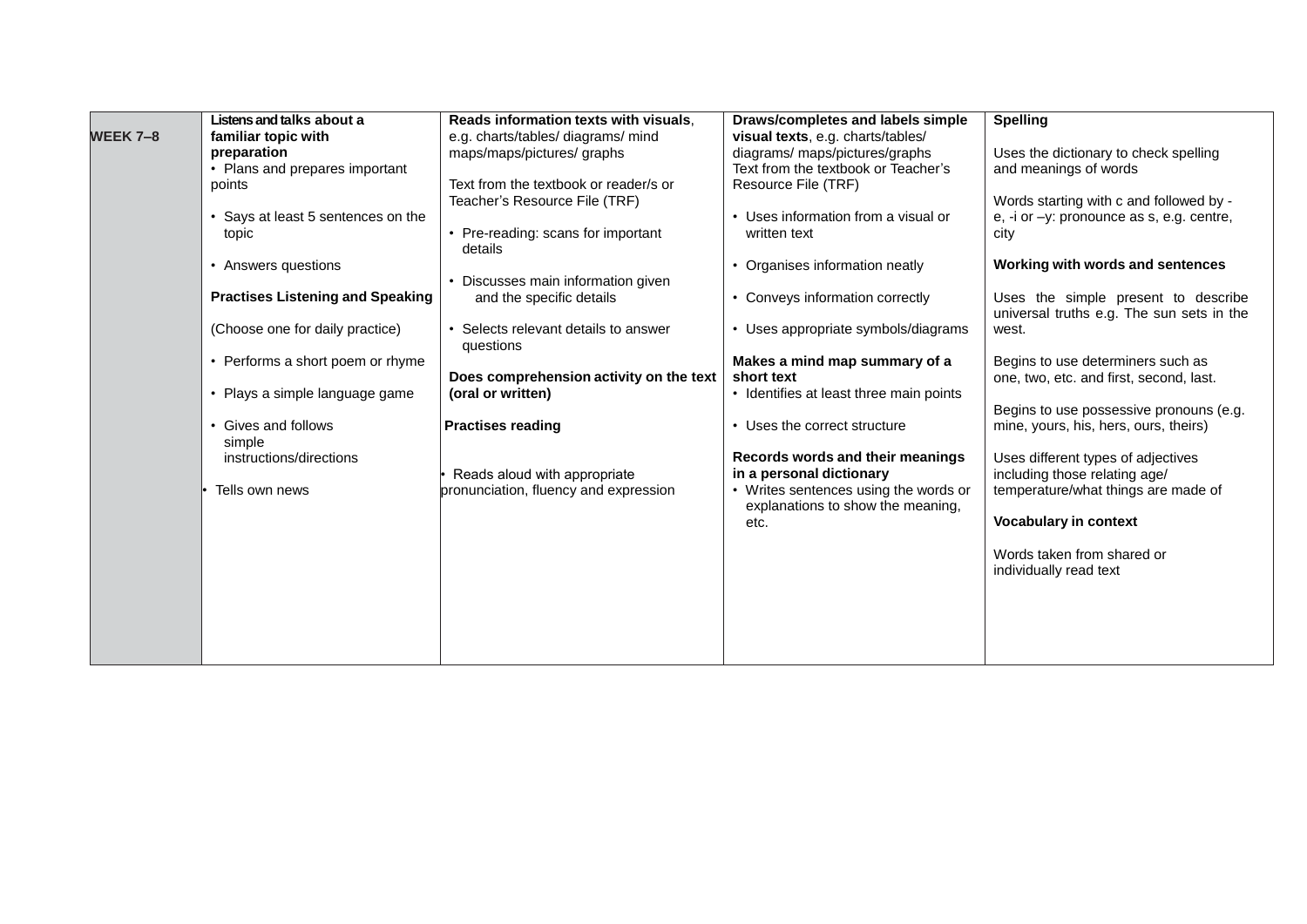| WEEK 7–8 | **Listens and talks about a familiar topic with preparation**<br>• Plans and prepares important points<br><br>• Says at least 5 sentences on the topic<br><br>• Answers questions<br><br>**Practises Listening and Speaking**<br><br>(Choose one for daily practice)<br><br>• Performs a short poem or rhyme<br><br>• Plays a simple language game<br><br>• Gives and follows simple instructions/directions<br><br>• Tells own news | **Reads information texts with visuals**, e.g. charts/tables/ diagrams/ mind maps/maps/pictures/ graphs<br><br>Text from the textbook or reader/s or Teacher's Resource File (TRF)<br><br>• Pre-reading: scans for important details<br><br>• Discusses main information given and the specific details<br><br>• Selects relevant details to answer questions<br><br>**Does comprehension activity on the text (oral or written)**<br><br>**Practises reading**<br><br>• Reads aloud with appropriate pronunciation, fluency and expression | **Draws/completes and labels simple visual texts**, e.g. charts/tables/ diagrams/ maps/pictures/graphs<br>Text from the textbook or Teacher's Resource File (TRF)<br><br>• Uses information from a visual or written text<br><br>• Organises information neatly<br><br>• Conveys information correctly<br><br>• Uses appropriate symbols/diagrams<br><br>**Makes a mind map summary of a short text**<br>• Identifies at least three main points<br><br>• Uses the correct structure<br><br>**Records words and their meanings in a personal dictionary**<br>• Writes sentences using the words or explanations to show the meaning, etc. | **Spelling**<br><br>Uses the dictionary to check spelling and meanings of words<br><br>Words starting with c and followed by -e, -i or –y: pronounce as s, e.g. centre, city<br><br>**Working with words and sentences**<br><br>Uses the simple present to describe universal truths e.g. The sun sets in the west.<br><br>Begins to use determiners such as one, two, etc. and first, second, last.<br><br>Begins to use possessive pronouns (e.g. mine, yours, his, hers, ours, theirs)<br><br>Uses different types of adjectives including those relating age/ temperature/what things are made of<br><br>**Vocabulary in context**<br><br>Words taken from shared or individually read text |
|---|---|---|---|---|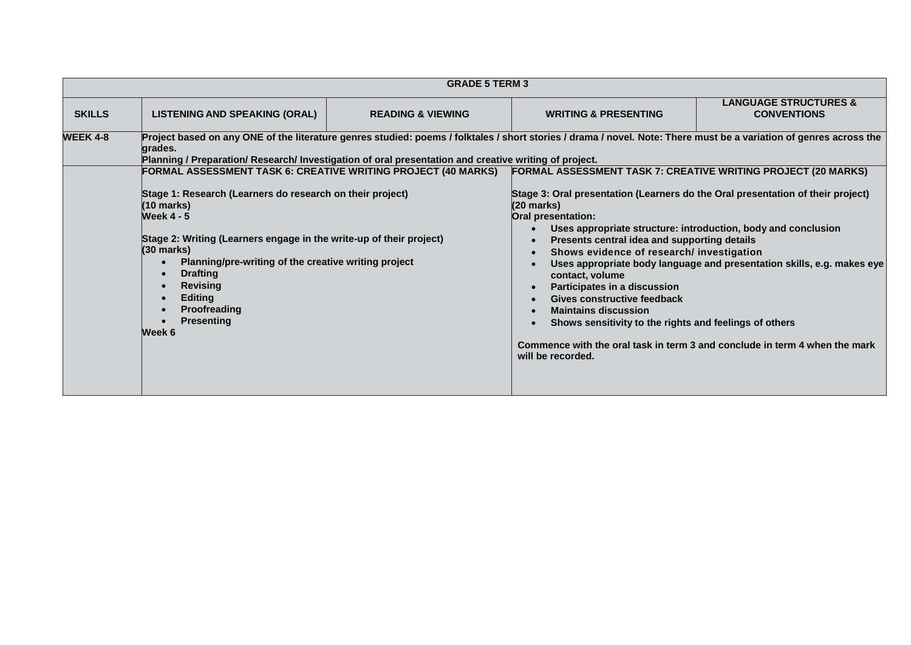| GRADE 5 TERM 3 | | | | |
|---|---|---|---|---|
| **SKILLS** | **LISTENING AND SPEAKING (ORAL)** | **READING & VIEWING** | **WRITING & PRESENTING** | **LANGUAGE STRUCTURES & CONVENTIONS** |
| **WEEK 4-8** | **Project based on any ONE of the literature genres studied: poems / folktales / short stories / drama / novel. Note: There must be a variation of genres across the grades.**<br>**Planning / Preparation/ Research/ Investigation of oral presentation and creative writing of project.** | | | |
| | **FORMAL ASSESSMENT TASK 6: CREATIVE WRITING PROJECT (40 MARKS)**<br><br>**Stage 1: Research (Learners do research on their project)**<br>**(10 marks)**<br>**Week 4 - 5**<br><br>**Stage 2: Writing (Learners engage in the write-up of their project)**<br>**(30 marks)**<br>• **Planning/pre-writing of the creative writing project**<br>• **Drafting**<br>• **Revising**<br>• **Editing**<br>• **Proofreading**<br>• **Presenting**<br>**Week 6** | | **FORMAL ASSESSMENT TASK 7: CREATIVE WRITING PROJECT (20 MARKS)**<br><br>**Stage 3: Oral presentation (Learners do the Oral presentation of their project)**<br>**(20 marks)**<br>**Oral presentation:**<br>• **Uses appropriate structure: introduction, body and conclusion**<br>• **Presents central idea and supporting details**<br>• **Shows evidence of research/ investigation**<br>• **Uses appropriate body language and presentation skills, e.g. makes eye contact, volume**<br>• **Participates in a discussion**<br>• **Gives constructive feedback**<br>• **Maintains discussion**<br>• **Shows sensitivity to the rights and feelings of others**<br><br>**Commence with the oral task in term 3 and conclude in term 4 when the mark will be recorded.** | |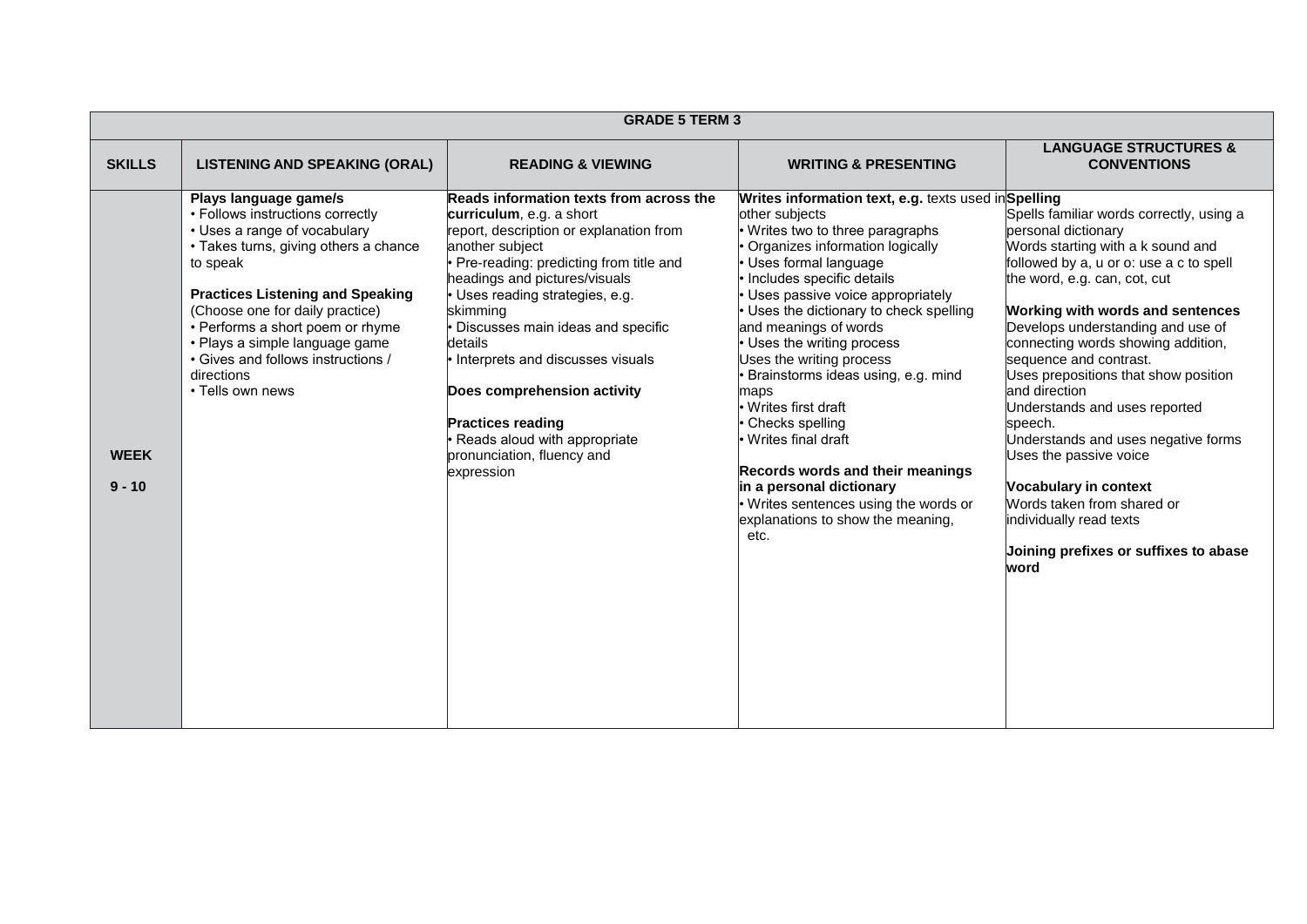| GRADE 5 TERM 3 | | | | |
|---|---|---|---|---|
| **SKILLS** | **LISTENING AND SPEAKING (ORAL)** | **READING & VIEWING** | **WRITING & PRESENTING** | **LANGUAGE STRUCTURES & CONVENTIONS** |
| **WEEK 9 - 10** | **Plays language game/s**<br>• Follows instructions correctly<br>• Uses a range of vocabulary<br>• Takes turns, giving others a chance to speak<br><br>**Practices Listening and Speaking**<br>(Choose one for daily practice)<br>• Performs a short poem or rhyme<br>• Plays a simple language game<br>• Gives and follows instructions / directions<br>• Tells own news | **Reads information texts from across the curriculum**, e.g. a short report, description or explanation from another subject<br>• Pre-reading: predicting from title and headings and pictures/visuals<br>• Uses reading strategies, e.g. skimming<br>• Discusses main ideas and specific details<br>• Interprets and discusses visuals<br><br>**Does comprehension activity**<br><br>**Practices reading**<br>• Reads aloud with appropriate pronunciation, fluency and expression | **Writes information text, e.g.** texts used in other subjects<br>• Writes two to three paragraphs<br>• Organizes information logically<br>• Uses formal language<br>• Includes specific details<br>• Uses passive voice appropriately<br>• Uses the dictionary to check spelling and meanings of words<br>• Uses the writing process<br>Uses the writing process<br>• Brainstorms ideas using, e.g. mind maps<br>• Writes first draft<br>• Checks spelling<br>• Writes final draft<br><br>**Records words and their meanings in a personal dictionary**<br>• Writes sentences using the words or explanations to show the meaning, etc. | **Spelling**<br>Spells familiar words correctly, using a personal dictionary<br>Words starting with a k sound and followed by a, u or o: use a c to spell the word, e.g. can, cot, cut<br><br>**Working with words and sentences**<br>Develops understanding and use of connecting words showing addition, sequence and contrast.<br>Uses prepositions that show position and direction<br>Understands and uses reported speech.<br>Understands and uses negative forms<br>Uses the passive voice<br><br>**Vocabulary in context**<br>Words taken from shared or individually read texts<br><br>**Joining prefixes or suffixes to abase word** |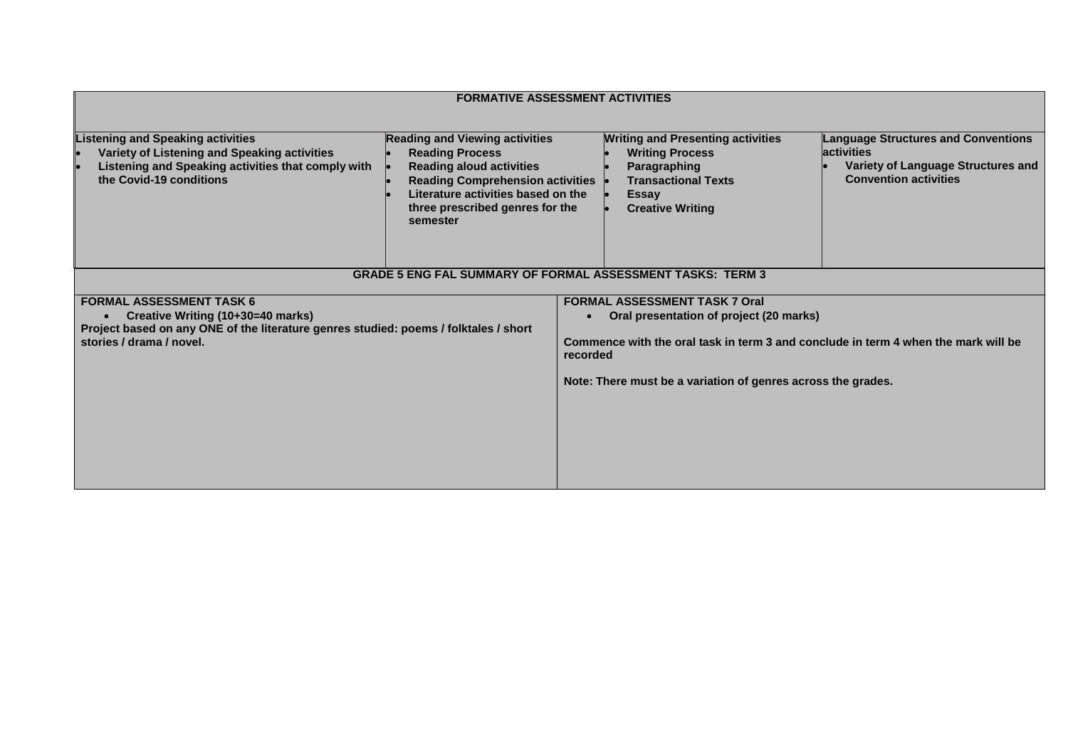| FORMATIVE ASSESSMENT ACTIVITIES | | | |
|---|---|---|---|
| **Listening and Speaking activities**<br>• **Variety of Listening and Speaking activities**<br>• **Listening and Speaking activities that comply with the Covid-19 conditions** | **Reading and Viewing activities**<br>• **Reading Process**<br>• **Reading aloud activities**<br>• **Reading Comprehension activities**<br>• **Literature activities based on the three prescribed genres for the semester** | **Writing and Presenting activities**<br>• **Writing Process**<br>• **Paragraphing**<br>• **Transactional Texts**<br>• **Essay**<br>• **Creative Writing** | **Language Structures and Conventions activities**<br>• **Variety of Language Structures and Convention activities** |

| GRADE 5 ENG FAL SUMMARY OF FORMAL ASSESSMENT TASKS: TERM 3 | |
|---|---|
| **FORMAL ASSESSMENT TASK 6**<br>• **Creative Writing (10+30=40 marks)**<br>**Project based on any ONE of the literature genres studied: poems / folktales / short stories / drama / novel.** | **FORMAL ASSESSMENT TASK 7 Oral**<br>• **Oral presentation of project (20 marks)**<br><br>**Commence with the oral task in term 3 and conclude in term 4 when the mark will be recorded**<br><br>**Note: There must be a variation of genres across the grades.** |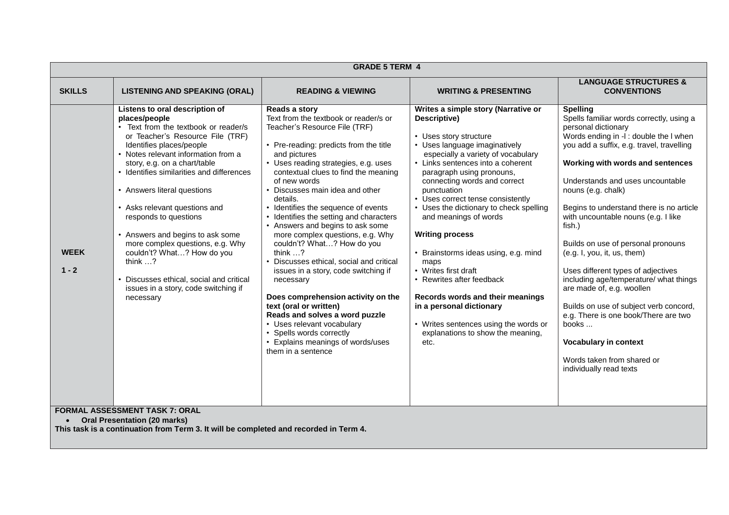| GRADE 5 TERM 4 | | | | |
|---|---|---|---|---|
| **SKILLS** | **LISTENING AND SPEAKING (ORAL)** | **READING & VIEWING** | **WRITING & PRESENTING** | **LANGUAGE STRUCTURES & CONVENTIONS** |
| **WEEK 1 - 2** | **Listens to oral description of places/people**<br>• Text from the textbook or reader/s or Teacher's Resource File (TRF) Identifies places/people<br>• Notes relevant information from a story, e.g. on a chart/table<br>• Identifies similarities and differences<br>• Answers literal questions<br>• Asks relevant questions and responds to questions<br>• Answers and begins to ask some more complex questions, e.g. Why couldn't? What…? How do you think …?<br>• Discusses ethical, social and critical issues in a story, code switching if necessary | **Reads a story**<br>Text from the textbook or reader/s or Teacher's Resource File (TRF)<br>• Pre-reading: predicts from the title and pictures<br>• Uses reading strategies, e.g. uses contextual clues to find the meaning of new words<br>• Discusses main idea and other details.<br>• Identifies the sequence of events<br>• Identifies the setting and characters<br>• Answers and begins to ask some more complex questions, e.g. Why couldn't? What…? How do you think …?<br>• Discusses ethical, social and critical issues in a story, code switching if necessary<br>**Does comprehension activity on the text (oral or written)**<br>**Reads and solves a word puzzle**<br>• Uses relevant vocabulary<br>• Spells words correctly<br>• Explains meanings of words/uses them in a sentence | **Writes a simple story (Narrative or Descriptive)**<br>• Uses story structure<br>• Uses language imaginatively especially a variety of vocabulary<br>• Links sentences into a coherent paragraph using pronouns, connecting words and correct punctuation<br>• Uses correct tense consistently<br>• Uses the dictionary to check spelling and meanings of words<br>**Writing process**<br>• Brainstorms ideas using, e.g. mind maps<br>• Writes first draft<br>• Rewrites after feedback<br>**Records words and their meanings in a personal dictionary**<br>• Writes sentences using the words or explanations to show the meaning, etc. | **Spelling**<br>Spells familiar words correctly, using a personal dictionary<br>Words ending in -l : double the l when you add a suffix, e.g. travel, travelling<br>**Working with words and sentences**<br>Understands and uses uncountable nouns (e.g. chalk)<br>Begins to understand there is no article with uncountable nouns (e.g. I like fish.)<br>Builds on use of personal pronouns (e.g. I, you, it, us, them)<br>Uses different types of adjectives including age/temperature/ what things are made of, e.g. woollen<br>Builds on use of subject verb concord, e.g. There is one book/There are two books ...<br>**Vocabulary in context**<br>Words taken from shared or individually read texts |
| **FORMAL ASSESSMENT TASK 7: ORAL**<br>• **Oral Presentation (20 marks)**<br>**This task is a continuation from Term 3. It will be completed and recorded in Term 4.** | | | | |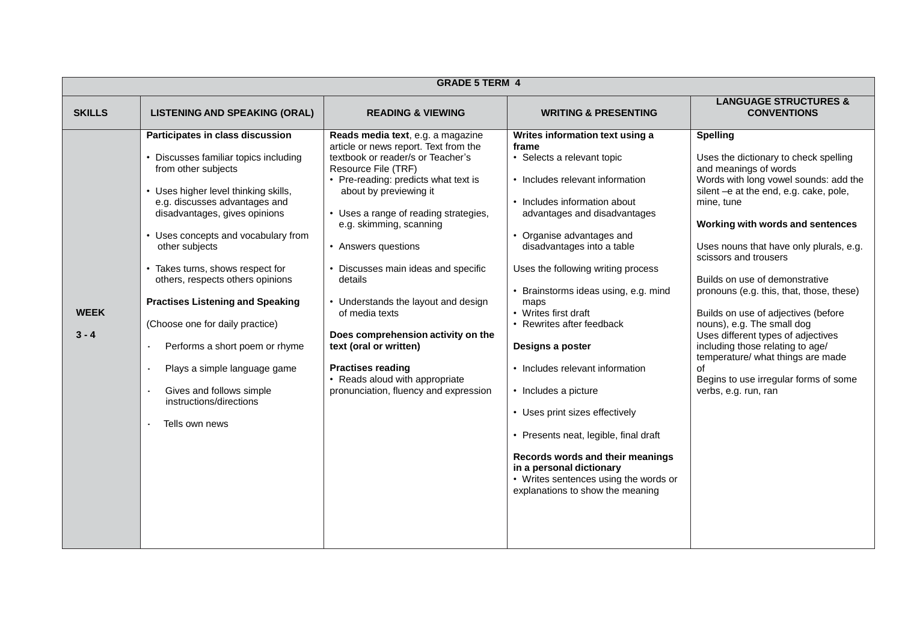| GRADE 5 TERM 4 | | | | |
|---|---|---|---|---|
| **SKILLS** | **LISTENING AND SPEAKING (ORAL)** | **READING & VIEWING** | **WRITING & PRESENTING** | **LANGUAGE STRUCTURES & CONVENTIONS** |
| **WEEK 3 - 4** | **Participates in class discussion**<br>• Discusses familiar topics including from other subjects<br>• Uses higher level thinking skills, e.g. discusses advantages and disadvantages, gives opinions<br>• Uses concepts and vocabulary from other subjects<br>• Takes turns, shows respect for others, respects others opinions<br><br>**Practises Listening and Speaking**<br>(Choose one for daily practice)<br>- Performs a short poem or rhyme<br>- Plays a simple language game<br>- Gives and follows simple instructions/directions<br>- Tells own news | **Reads media text**, e.g. a magazine article or news report. Text from the textbook or reader/s or Teacher's Resource File (TRF)<br>• Pre-reading: predicts what text is about by previewing it<br>• Uses a range of reading strategies, e.g. skimming, scanning<br>• Answers questions<br>• Discusses main ideas and specific details<br>• Understands the layout and design of media texts<br><br>**Does comprehension activity on the text (oral or written)**<br><br>**Practises reading**<br>• Reads aloud with appropriate pronunciation, fluency and expression | **Writes information text using a frame**<br>• Selects a relevant topic<br>• Includes relevant information<br>• Includes information about advantages and disadvantages<br>• Organise advantages and disadvantages into a table<br><br>Uses the following writing process<br>• Brainstorms ideas using, e.g. mind maps<br>• Writes first draft<br>• Rewrites after feedback<br><br>**Designs a poster**<br>• Includes relevant information<br>• Includes a picture<br>• Uses print sizes effectively<br>• Presents neat, legible, final draft<br><br>**Records words and their meanings in a personal dictionary**<br>• Writes sentences using the words or explanations to show the meaning | **Spelling**<br>Uses the dictionary to check spelling and meanings of words<br>Words with long vowel sounds: add the silent –e at the end, e.g. cake, pole, mine, tune<br><br>**Working with words and sentences**<br>Uses nouns that have only plurals, e.g. scissors and trousers<br><br>Builds on use of demonstrative pronouns (e.g. this, that, those, these)<br><br>Builds on use of adjectives (before nouns), e.g. The small dog<br>Uses different types of adjectives including those relating to age/ temperature/ what things are made of<br>Begins to use irregular forms of some verbs, e.g. run, ran |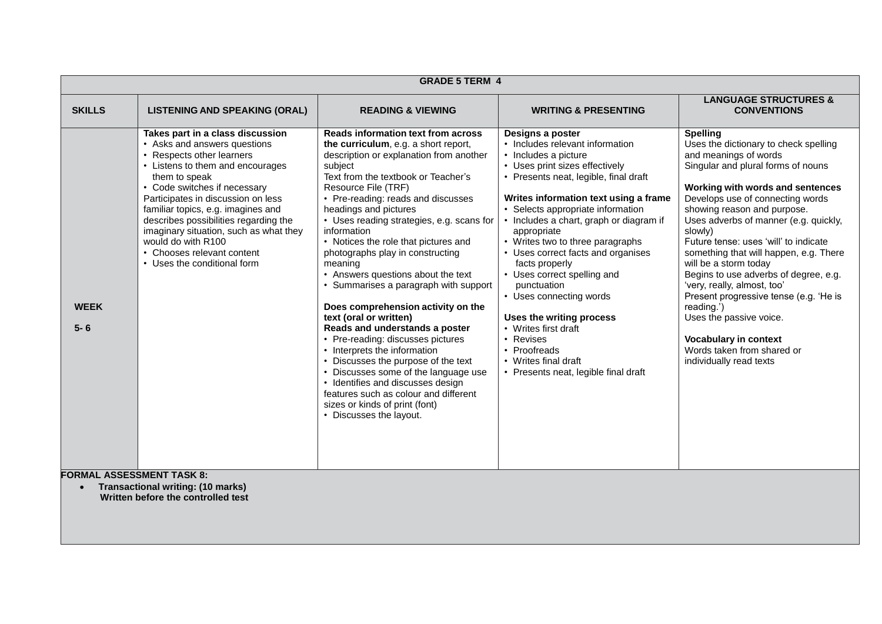| GRADE 5 TERM 4 | | | | |
|---|---|---|---|---|
| **SKILLS** | **LISTENING AND SPEAKING (ORAL)** | **READING & VIEWING** | **WRITING & PRESENTING** | **LANGUAGE STRUCTURES & CONVENTIONS** |
| **WEEK 5- 6** | **Takes part in a class discussion**<br>• Asks and answers questions<br>• Respects other learners<br>• Listens to them and encourages them to speak<br>• Code switches if necessary<br>Participates in discussion on less familiar topics, e.g. imagines and describes possibilities regarding the imaginary situation, such as what they would do with R100<br>• Chooses relevant content<br>• Uses the conditional form | **Reads information text from across the curriculum**, e.g. a short report, description or explanation from another subject<br>Text from the textbook or Teacher's Resource File (TRF)<br>• Pre-reading: reads and discusses headings and pictures<br>• Uses reading strategies, e.g. scans for information<br>• Notices the role that pictures and photographs play in constructing meaning<br>• Answers questions about the text<br>• Summarises a paragraph with support<br><br>**Does comprehension activity on the text (oral or written)**<br>**Reads and understands a poster**<br>• Pre-reading: discusses pictures<br>• Interprets the information<br>• Discusses the purpose of the text<br>• Discusses some of the language use<br>• Identifies and discusses design features such as colour and different sizes or kinds of print (font)<br>• Discusses the layout. | **Designs a poster**<br>• Includes relevant information<br>• Includes a picture<br>• Uses print sizes effectively<br>• Presents neat, legible, final draft<br><br>**Writes information text using a frame**<br>• Selects appropriate information<br>• Includes a chart, graph or diagram if appropriate<br>• Writes two to three paragraphs<br>• Uses correct facts and organises facts properly<br>• Uses correct spelling and punctuation<br>• Uses connecting words<br><br>**Uses the writing process**<br>• Writes first draft<br>• Revises<br>• Proofreads<br>• Writes final draft<br>• Presents neat, legible final draft | **Spelling**<br>Uses the dictionary to check spelling and meanings of words<br>Singular and plural forms of nouns<br><br>**Working with words and sentences**<br>Develops use of connecting words showing reason and purpose.<br>Uses adverbs of manner (e.g. quickly, slowly)<br>Future tense: uses 'will' to indicate something that will happen, e.g. There will be a storm today<br>Begins to use adverbs of degree, e.g. 'very, really, almost, too'<br>Present progressive tense (e.g. 'He is reading.')<br>Uses the passive voice.<br><br>**Vocabulary in context**<br>Words taken from shared or individually read texts |
| **FORMAL ASSESSMENT TASK 8:**<br>• **Transactional writing: (10 marks)**<br>**Written before the controlled test** | | | | |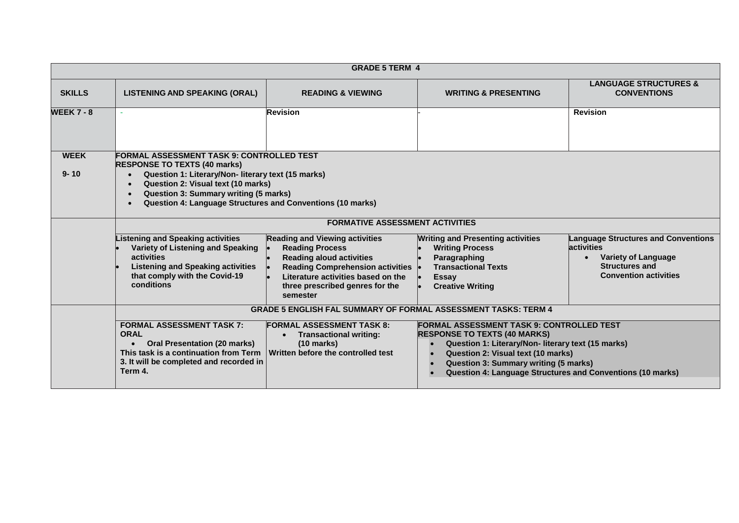| GRADE 5 TERM 4 | | | | |
|---|---|---|---|---|
| **SKILLS** | **LISTENING AND SPEAKING (ORAL)** | **READING & VIEWING** | **WRITING & PRESENTING** | **LANGUAGE STRUCTURES & CONVENTIONS** |
| **WEEK 7 - 8** | - | **Revision** | - | **Revision** |
| **WEEK 9- 10** | **FORMAL ASSESSMENT TASK 9: CONTROLLED TEST**<br>**RESPONSE TO TEXTS (40 marks)**<br>• **Question 1: Literary/Non- literary text (15 marks)**<br>• **Question 2: Visual text (10 marks)**<br>• **Question 3: Summary writing (5 marks)**<br>• **Question 4: Language Structures and Conventions (10 marks)** | | | |
| | **FORMATIVE ASSESSMENT ACTIVITIES** | | | |
| | **Listening and Speaking activities**<br>• **Variety of Listening and Speaking activities**<br>• **Listening and Speaking activities that comply with the Covid-19 conditions** | **Reading and Viewing activities**<br>• **Reading Process**<br>• **Reading aloud activities**<br>• **Reading Comprehension activities**<br>• **Literature activities based on the three prescribed genres for the semester** | **Writing and Presenting activities**<br>• **Writing Process**<br>• **Paragraphing**<br>• **Transactional Texts**<br>• **Essay**<br>• **Creative Writing** | **Language Structures and Conventions activities**<br>• **Variety of Language Structures and Convention activities** |
| | **GRADE 5 ENGLISH FAL SUMMARY OF FORMAL ASSESSMENT TASKS: TERM 4** | | | |
| | **FORMAL ASSESSMENT TASK 7: ORAL**<br>• **Oral Presentation (20 marks)**<br>**This task is a continuation from Term 3. It will be completed and recorded in Term 4.** | **FORMAL ASSESSMENT TASK 8:**<br>• **Transactional writing: (10 marks)**<br>**Written before the controlled test** | **FORMAL ASSESSMENT TASK 9: CONTROLLED TEST**<br>**RESPONSE TO TEXTS (40 MARKS)**<br>• **Question 1: Literary/Non- literary text (15 marks)**<br>• **Question 2: Visual text (10 marks)**<br>• **Question 3: Summary writing (5 marks)**<br>• **Question 4: Language Structures and Conventions (10 marks)** | |